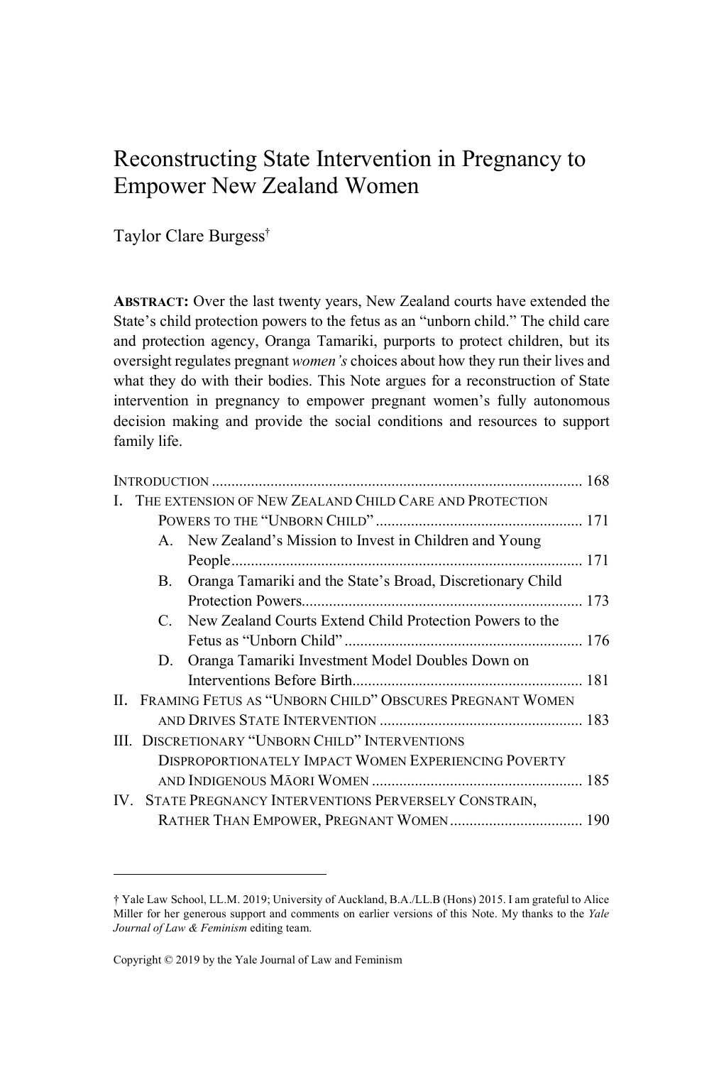# Reconstructing State Intervention in Pregnancy to Empower New Zealand Women

Taylor Clare Burgess†

**ABSTRACT:** Over the last twenty years, New Zealand courts have extended the State's child protection powers to the fetus as an "unborn child." The child care and protection agency, Oranga Tamariki, purports to protect children, but its oversight regulates pregnant *women's* choices about how they run their lives and what they do with their bodies. This Note argues for a reconstruction of State intervention in pregnancy to empower pregnant women's fully autonomous decision making and provide the social conditions and resources to support family life.

INTRODUCTION .......................................................................................... 168

I. THE EXTENSION OF NEW ZEALAND CHILD CARE AND PROTECTION POWERS TO THE "UNBORN CHILD" .................................................... 171

- A. New Zealand's Mission to Invest in Children and Young People .......................................................................................... 171
- B. Oranga Tamariki and the State's Broad, Discretionary Child Protection Powers........................................................................ 173
- C. New Zealand Courts Extend Child Protection Powers to the Fetus as "Unborn Child" ............................................................. 176
- D. Oranga Tamariki Investment Model Doubles Down on Interventions Before Birth........................................................... 181

II. FRAMING FETUS AS "UNBORN CHILD" OBSCURES PREGNANT WOMEN AND DRIVES STATE INTERVENTION .................................................... 183

III. DISCRETIONARY "UNBORN CHILD" INTERVENTIONS DISPROPORTIONATELY IMPACT WOMEN EXPERIENCING POVERTY AND INDIGENOUS MĀORI WOMEN ...................................................... 185

IV. STATE PREGNANCY INTERVENTIONS PERVERSELY CONSTRAIN, RATHER THAN EMPOWER, PREGNANT WOMEN .................................. 190

---

† Yale Law School, LL.M. 2019; University of Auckland, B.A./LL.B (Hons) 2015. I am grateful to Alice Miller for her generous support and comments on earlier versions of this Note. My thanks to the *Yale Journal of Law & Feminism* editing team.

Copyright © 2019 by the Yale Journal of Law and Feminism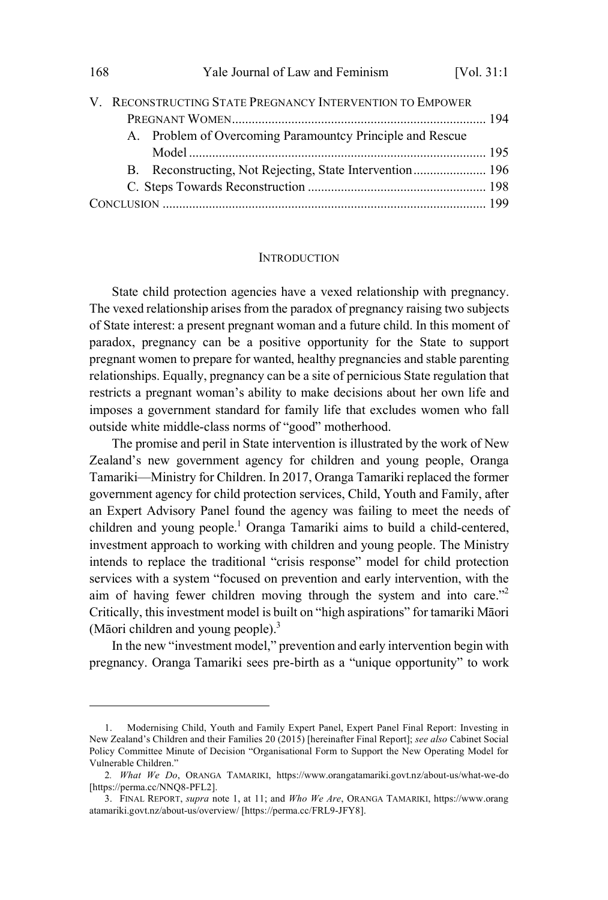V. RECONSTRUCTING STATE PREGNANCY INTERVENTION TO EMPOWER PREGNANT WOMEN ........ 194
   A. Problem of Overcoming Paramountcy Principle and Rescue Model ........ 195
   B. Reconstructing, Not Rejecting, State Intervention ........ 196
   C. Steps Towards Reconstruction ........ 198
CONCLUSION ........ 199

## INTRODUCTION

State child protection agencies have a vexed relationship with pregnancy. The vexed relationship arises from the paradox of pregnancy raising two subjects of State interest: a present pregnant woman and a future child. In this moment of paradox, pregnancy can be a positive opportunity for the State to support pregnant women to prepare for wanted, healthy pregnancies and stable parenting relationships. Equally, pregnancy can be a site of pernicious State regulation that restricts a pregnant woman's ability to make decisions about her own life and imposes a government standard for family life that excludes women who fall outside white middle-class norms of "good" motherhood.

The promise and peril in State intervention is illustrated by the work of New Zealand's new government agency for children and young people, Oranga Tamariki—Ministry for Children. In 2017, Oranga Tamariki replaced the former government agency for child protection services, Child, Youth and Family, after an Expert Advisory Panel found the agency was failing to meet the needs of children and young people.[1] Oranga Tamariki aims to build a child-centered, investment approach to working with children and young people. The Ministry intends to replace the traditional "crisis response" model for child protection services with a system "focused on prevention and early intervention, with the aim of having fewer children moving through the system and into care."[2] Critically, this investment model is built on "high aspirations" for tamariki Māori (Māori children and young people).[3]

In the new "investment model," prevention and early intervention begin with pregnancy. Oranga Tamariki sees pre-birth as a "unique opportunity" to work

---

1. Modernising Child, Youth and Family Expert Panel, Expert Panel Final Report: Investing in New Zealand's Children and their Families 20 (2015) [hereinafter Final Report]; *see also* Cabinet Social Policy Committee Minute of Decision "Organisational Form to Support the New Operating Model for Vulnerable Children."

2. *What We Do*, ORANGA TAMARIKI, https://www.orangatamariki.govt.nz/about-us/what-we-do [https://perma.cc/NNQ8-PFL2].

3. FINAL REPORT, *supra* note 1, at 11; and *Who We Are*, ORANGA TAMARIKI, https://www.orangatamariki.govt.nz/about-us/overview/ [https://perma.cc/FRL9-JFY8].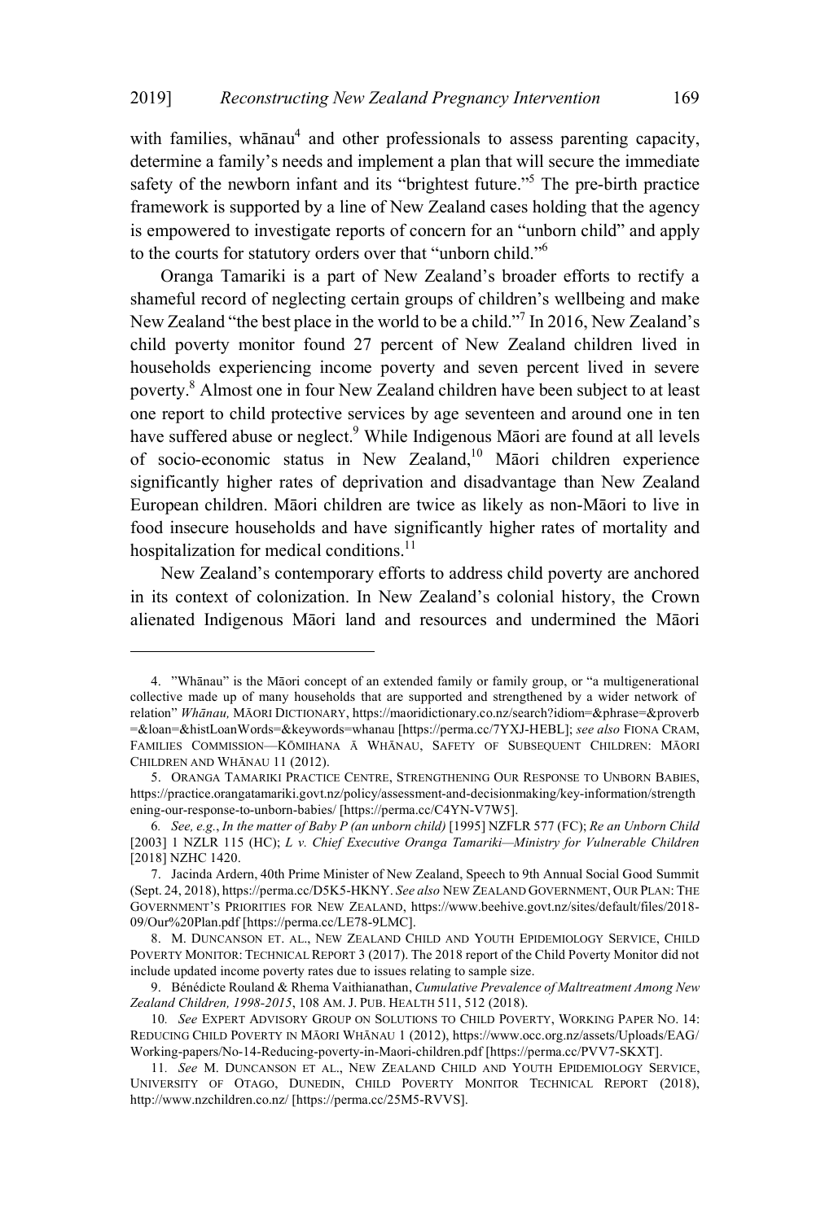with families, whānau[4] and other professionals to assess parenting capacity, determine a family's needs and implement a plan that will secure the immediate safety of the newborn infant and its "brightest future."[5] The pre-birth practice framework is supported by a line of New Zealand cases holding that the agency is empowered to investigate reports of concern for an "unborn child" and apply to the courts for statutory orders over that "unborn child."[6]

Oranga Tamariki is a part of New Zealand's broader efforts to rectify a shameful record of neglecting certain groups of children's wellbeing and make New Zealand "the best place in the world to be a child."[7] In 2016, New Zealand's child poverty monitor found 27 percent of New Zealand children lived in households experiencing income poverty and seven percent lived in severe poverty.[8] Almost one in four New Zealand children have been subject to at least one report to child protective services by age seventeen and around one in ten have suffered abuse or neglect.[9] While Indigenous Māori are found at all levels of socio-economic status in New Zealand,[10] Māori children experience significantly higher rates of deprivation and disadvantage than New Zealand European children. Māori children are twice as likely as non-Māori to live in food insecure households and have significantly higher rates of mortality and hospitalization for medical conditions.[11]

New Zealand's contemporary efforts to address child poverty are anchored in its context of colonization. In New Zealand's colonial history, the Crown alienated Indigenous Māori land and resources and undermined the Māori

---

4. "Whānau" is the Māori concept of an extended family or family group, or "a multigenerational collective made up of many households that are supported and strengthened by a wider network of relation" *Whānau,* MĀORI DICTIONARY, https://maoridictionary.co.nz/search?idiom=&phrase=&proverb=&loan=&histLoanWords=&keywords=whanau [https://perma.cc/7YXJ-HEBL]; *see also* FIONA CRAM, FAMILIES COMMISSION—KŌMIHANA Ā WHĀNAU, SAFETY OF SUBSEQUENT CHILDREN: MĀORI CHILDREN AND WHĀNAU 11 (2012).

5. ORANGA TAMARIKI PRACTICE CENTRE, STRENGTHENING OUR RESPONSE TO UNBORN BABIES, https://practice.orangatamariki.govt.nz/policy/assessment-and-decisionmaking/key-information/strengthening-our-response-to-unborn-babies/ [https://perma.cc/C4YN-V7W5].

6. *See, e.g.*, *In the matter of Baby P (an unborn child)* [1995] NZFLR 577 (FC); *Re an Unborn Child* [2003] 1 NZLR 115 (HC); *L v. Chief Executive Oranga Tamariki—Ministry for Vulnerable Children* [2018] NZHC 1420.

7. Jacinda Ardern, 40th Prime Minister of New Zealand, Speech to 9th Annual Social Good Summit (Sept. 24, 2018), https://perma.cc/D5K5-HKNY. *See also* NEW ZEALAND GOVERNMENT, OUR PLAN: THE GOVERNMENT'S PRIORITIES FOR NEW ZEALAND, https://www.beehive.govt.nz/sites/default/files/2018-09/Our%20Plan.pdf [https://perma.cc/LE78-9LMC].

8. M. DUNCANSON ET. AL., NEW ZEALAND CHILD AND YOUTH EPIDEMIOLOGY SERVICE, CHILD POVERTY MONITOR: TECHNICAL REPORT 3 (2017). The 2018 report of the Child Poverty Monitor did not include updated income poverty rates due to issues relating to sample size.

9. Bénédicte Rouland & Rhema Vaithianathan, *Cumulative Prevalence of Maltreatment Among New Zealand Children, 1998-2015*, 108 AM. J. PUB. HEALTH 511, 512 (2018).

10. *See* EXPERT ADVISORY GROUP ON SOLUTIONS TO CHILD POVERTY, WORKING PAPER NO. 14: REDUCING CHILD POVERTY IN MĀORI WHĀNAU 1 (2012), https://www.occ.org.nz/assets/Uploads/EAG/Working-papers/No-14-Reducing-poverty-in-Maori-children.pdf [https://perma.cc/PVV7-SKXT].

11. *See* M. DUNCANSON ET AL., NEW ZEALAND CHILD AND YOUTH EPIDEMIOLOGY SERVICE, UNIVERSITY OF OTAGO, DUNEDIN, CHILD POVERTY MONITOR TECHNICAL REPORT (2018), http://www.nzchildren.co.nz/ [https://perma.cc/25M5-RVVS].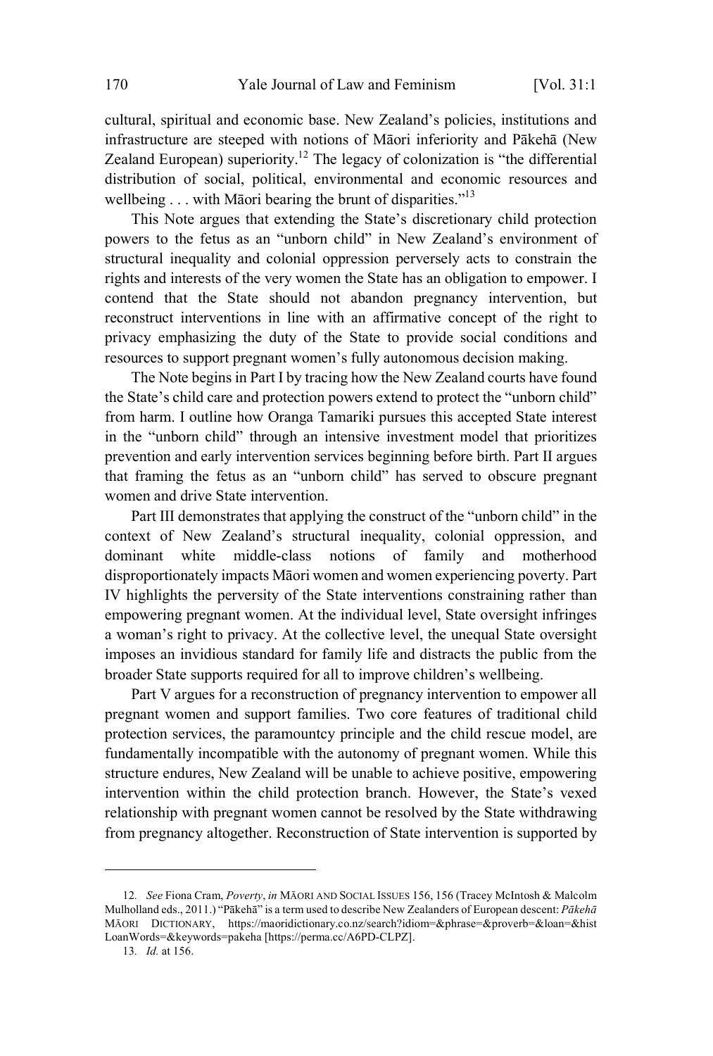cultural, spiritual and economic base. New Zealand's policies, institutions and infrastructure are steeped with notions of Māori inferiority and Pākehā (New Zealand European) superiority.[12] The legacy of colonization is "the differential distribution of social, political, environmental and economic resources and wellbeing . . . with Māori bearing the brunt of disparities."[13]

This Note argues that extending the State's discretionary child protection powers to the fetus as an "unborn child" in New Zealand's environment of structural inequality and colonial oppression perversely acts to constrain the rights and interests of the very women the State has an obligation to empower. I contend that the State should not abandon pregnancy intervention, but reconstruct interventions in line with an affirmative concept of the right to privacy emphasizing the duty of the State to provide social conditions and resources to support pregnant women's fully autonomous decision making.

The Note begins in Part I by tracing how the New Zealand courts have found the State's child care and protection powers extend to protect the "unborn child" from harm. I outline how Oranga Tamariki pursues this accepted State interest in the "unborn child" through an intensive investment model that prioritizes prevention and early intervention services beginning before birth. Part II argues that framing the fetus as an "unborn child" has served to obscure pregnant women and drive State intervention.

Part III demonstrates that applying the construct of the "unborn child" in the context of New Zealand's structural inequality, colonial oppression, and dominant white middle-class notions of family and motherhood disproportionately impacts Māori women and women experiencing poverty. Part IV highlights the perversity of the State interventions constraining rather than empowering pregnant women. At the individual level, State oversight infringes a woman's right to privacy. At the collective level, the unequal State oversight imposes an invidious standard for family life and distracts the public from the broader State supports required for all to improve children's wellbeing.

Part V argues for a reconstruction of pregnancy intervention to empower all pregnant women and support families. Two core features of traditional child protection services, the paramountcy principle and the child rescue model, are fundamentally incompatible with the autonomy of pregnant women. While this structure endures, New Zealand will be unable to achieve positive, empowering intervention within the child protection branch. However, the State's vexed relationship with pregnant women cannot be resolved by the State withdrawing from pregnancy altogether. Reconstruction of State intervention is supported by

---

12. *See* Fiona Cram, *Poverty*, *in* MĀORI AND SOCIAL ISSUES 156, 156 (Tracey McIntosh & Malcolm Mulholland eds., 2011.) "Pākehā" is a term used to describe New Zealanders of European descent: *Pākehā* MĀORI DICTIONARY, https://maoridictionary.co.nz/search?idiom=&phrase=&proverb=&loan=&histLoanWords=&keywords=pakeha [https://perma.cc/A6PD-CLPZ].

13. *Id.* at 156.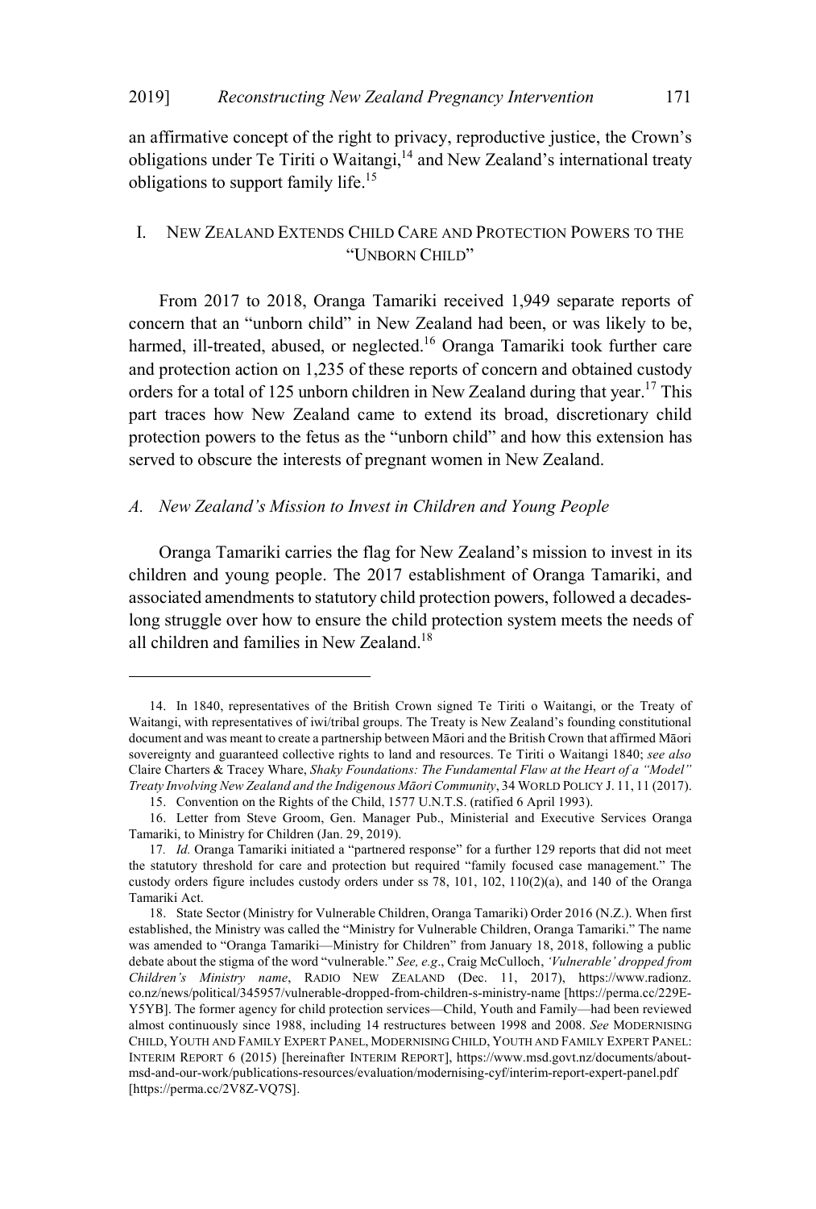an affirmative concept of the right to privacy, reproductive justice, the Crown's obligations under Te Tiriti o Waitangi,[14] and New Zealand's international treaty obligations to support family life.[15]

## I. NEW ZEALAND EXTENDS CHILD CARE AND PROTECTION POWERS TO THE "UNBORN CHILD"

From 2017 to 2018, Oranga Tamariki received 1,949 separate reports of concern that an "unborn child" in New Zealand had been, or was likely to be, harmed, ill-treated, abused, or neglected.[16] Oranga Tamariki took further care and protection action on 1,235 of these reports of concern and obtained custody orders for a total of 125 unborn children in New Zealand during that year.[17] This part traces how New Zealand came to extend its broad, discretionary child protection powers to the fetus as the "unborn child" and how this extension has served to obscure the interests of pregnant women in New Zealand.

### *A. New Zealand's Mission to Invest in Children and Young People*

Oranga Tamariki carries the flag for New Zealand's mission to invest in its children and young people. The 2017 establishment of Oranga Tamariki, and associated amendments to statutory child protection powers, followed a decades-long struggle over how to ensure the child protection system meets the needs of all children and families in New Zealand.[18]

---

14. In 1840, representatives of the British Crown signed Te Tiriti o Waitangi, or the Treaty of Waitangi, with representatives of iwi/tribal groups. The Treaty is New Zealand's founding constitutional document and was meant to create a partnership between Māori and the British Crown that affirmed Māori sovereignty and guaranteed collective rights to land and resources. Te Tiriti o Waitangi 1840; *see also* Claire Charters & Tracey Whare, *Shaky Foundations: The Fundamental Flaw at the Heart of a "Model" Treaty Involving New Zealand and the Indigenous Māori Community*, 34 WORLD POLICY J. 11, 11 (2017).

15. Convention on the Rights of the Child, 1577 U.N.T.S. (ratified 6 April 1993).

16. Letter from Steve Groom, Gen. Manager Pub., Ministerial and Executive Services Oranga Tamariki, to Ministry for Children (Jan. 29, 2019).

17. *Id.* Oranga Tamariki initiated a "partnered response" for a further 129 reports that did not meet the statutory threshold for care and protection but required "family focused case management." The custody orders figure includes custody orders under ss 78, 101, 102, 110(2)(a), and 140 of the Oranga Tamariki Act.

18. State Sector (Ministry for Vulnerable Children, Oranga Tamariki) Order 2016 (N.Z.). When first established, the Ministry was called the "Ministry for Vulnerable Children, Oranga Tamariki." The name was amended to "Oranga Tamariki—Ministry for Children" from January 18, 2018, following a public debate about the stigma of the word "vulnerable." *See, e.g.*, Craig McCulloch, *'Vulnerable' dropped from Children's Ministry name*, RADIO NEW ZEALAND (Dec. 11, 2017), https://www.radionz.co.nz/news/political/345957/vulnerable-dropped-from-children-s-ministry-name [https://perma.cc/229E-Y5YB]. The former agency for child protection services—Child, Youth and Family—had been reviewed almost continuously since 1988, including 14 restructures between 1998 and 2008. *See* MODERNISING CHILD, YOUTH AND FAMILY EXPERT PANEL, MODERNISING CHILD, YOUTH AND FAMILY EXPERT PANEL: INTERIM REPORT 6 (2015) [hereinafter INTERIM REPORT], https://www.msd.govt.nz/documents/about-msd-and-our-work/publications-resources/evaluation/modernising-cyf/interim-report-expert-panel.pdf [https://perma.cc/2V8Z-VQ7S].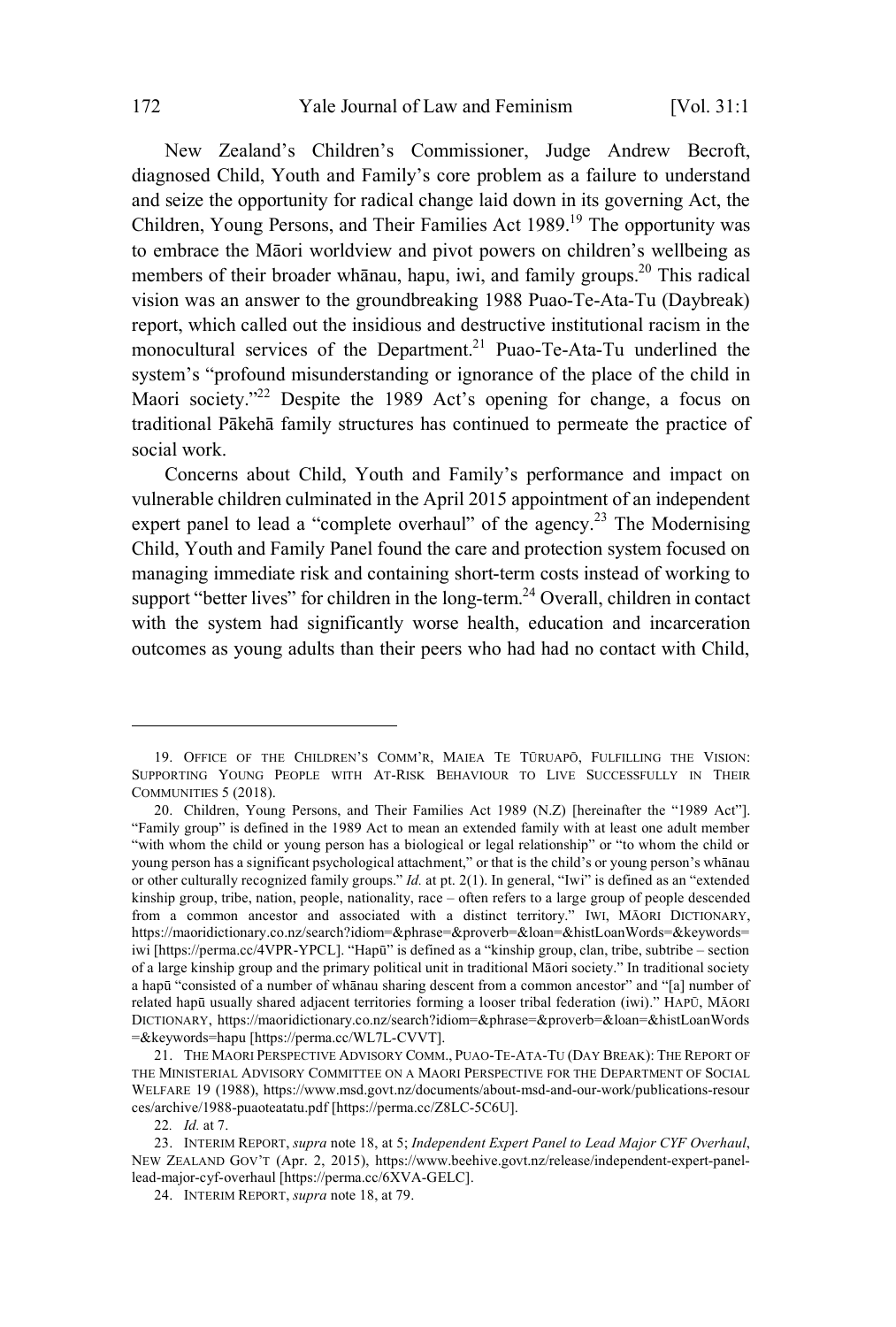New Zealand's Children's Commissioner, Judge Andrew Becroft, diagnosed Child, Youth and Family's core problem as a failure to understand and seize the opportunity for radical change laid down in its governing Act, the Children, Young Persons, and Their Families Act 1989.[19] The opportunity was to embrace the Māori worldview and pivot powers on children's wellbeing as members of their broader whānau, hapu, iwi, and family groups.[20] This radical vision was an answer to the groundbreaking 1988 Puao-Te-Ata-Tu (Daybreak) report, which called out the insidious and destructive institutional racism in the monocultural services of the Department.[21] Puao-Te-Ata-Tu underlined the system's "profound misunderstanding or ignorance of the place of the child in Maori society."[22] Despite the 1989 Act's opening for change, a focus on traditional Pākehā family structures has continued to permeate the practice of social work.

Concerns about Child, Youth and Family's performance and impact on vulnerable children culminated in the April 2015 appointment of an independent expert panel to lead a "complete overhaul" of the agency.[23] The Modernising Child, Youth and Family Panel found the care and protection system focused on managing immediate risk and containing short-term costs instead of working to support "better lives" for children in the long-term.[24] Overall, children in contact with the system had significantly worse health, education and incarceration outcomes as young adults than their peers who had had no contact with Child,

---

19. OFFICE OF THE CHILDREN'S COMM'R, MAIEA TE TŪRUAPŌ, FULFILLING THE VISION: SUPPORTING YOUNG PEOPLE WITH AT-RISK BEHAVIOUR TO LIVE SUCCESSFULLY IN THEIR COMMUNITIES 5 (2018).

20. Children, Young Persons, and Their Families Act 1989 (N.Z) [hereinafter the "1989 Act"]. "Family group" is defined in the 1989 Act to mean an extended family with at least one adult member "with whom the child or young person has a biological or legal relationship" or "to whom the child or young person has a significant psychological attachment," or that is the child's or young person's whānau or other culturally recognized family groups." *Id.* at pt. 2(1). In general, "Iwi" is defined as an "extended kinship group, tribe, nation, people, nationality, race – often refers to a large group of people descended from a common ancestor and associated with a distinct territory." IWI, MĀORI DICTIONARY, https://maoridictionary.co.nz/search?idiom=&phrase=&proverb=&loan=&histLoanWords=&keywords=iwi [https://perma.cc/4VPR-YPCL]. "Hapū" is defined as a "kinship group, clan, tribe, subtribe – section of a large kinship group and the primary political unit in traditional Māori society." In traditional society a hapū "consisted of a number of whānau sharing descent from a common ancestor" and "[a] number of related hapū usually shared adjacent territories forming a looser tribal federation (iwi)." HAPŪ, MĀORI DICTIONARY, https://maoridictionary.co.nz/search?idiom=&phrase=&proverb=&loan=&histLoanWords=&keywords=hapu [https://perma.cc/WL7L-CVVT].

21. THE MAORI PERSPECTIVE ADVISORY COMM., PUAO-TE-ATA-TU (DAY BREAK): THE REPORT OF THE MINISTERIAL ADVISORY COMMITTEE ON A MAORI PERSPECTIVE FOR THE DEPARTMENT OF SOCIAL WELFARE 19 (1988), https://www.msd.govt.nz/documents/about-msd-and-our-work/publications-resources/archive/1988-puaoteatatu.pdf [https://perma.cc/Z8LC-5C6U].

22. *Id.* at 7.

23. INTERIM REPORT, *supra* note 18, at 5; *Independent Expert Panel to Lead Major CYF Overhaul*, NEW ZEALAND GOV'T (Apr. 2, 2015), https://www.beehive.govt.nz/release/independent-expert-panel-lead-major-cyf-overhaul [https://perma.cc/6XVA-GELC].

24. INTERIM REPORT, *supra* note 18, at 79.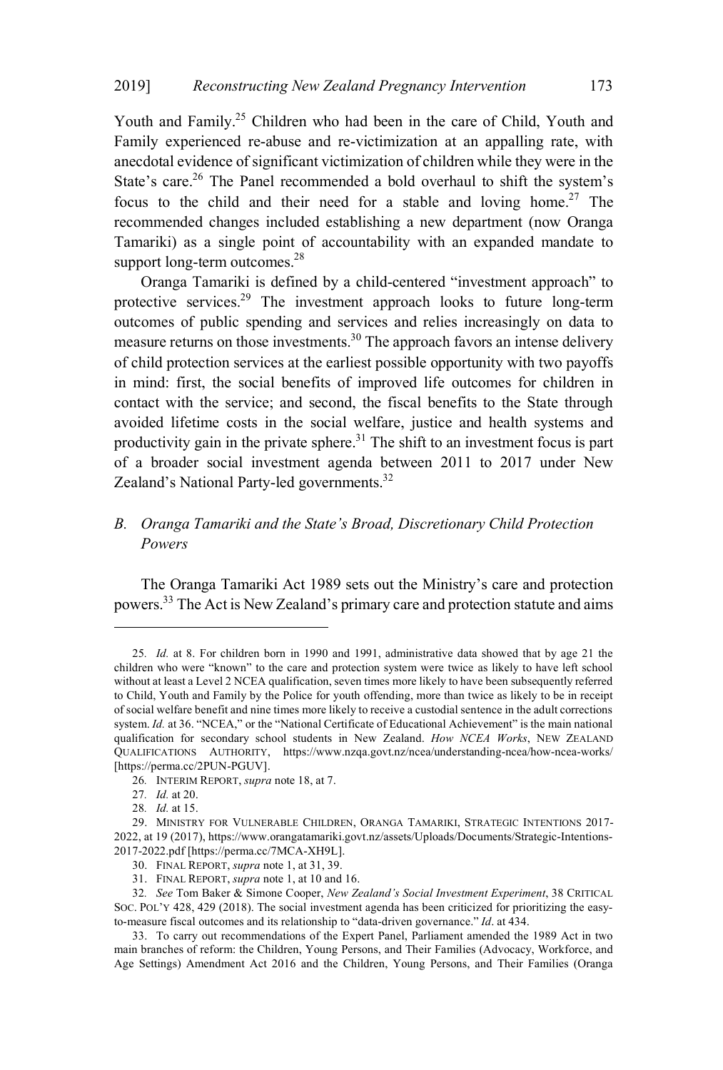Youth and Family.[25] Children who had been in the care of Child, Youth and Family experienced re-abuse and re-victimization at an appalling rate, with anecdotal evidence of significant victimization of children while they were in the State's care.[26] The Panel recommended a bold overhaul to shift the system's focus to the child and their need for a stable and loving home.[27] The recommended changes included establishing a new department (now Oranga Tamariki) as a single point of accountability with an expanded mandate to support long-term outcomes.[28]

Oranga Tamariki is defined by a child-centered "investment approach" to protective services.[29] The investment approach looks to future long-term outcomes of public spending and services and relies increasingly on data to measure returns on those investments.[30] The approach favors an intense delivery of child protection services at the earliest possible opportunity with two payoffs in mind: first, the social benefits of improved life outcomes for children in contact with the service; and second, the fiscal benefits to the State through avoided lifetime costs in the social welfare, justice and health systems and productivity gain in the private sphere.[31] The shift to an investment focus is part of a broader social investment agenda between 2011 to 2017 under New Zealand's National Party-led governments.[32]

### *B. Oranga Tamariki and the State's Broad, Discretionary Child Protection Powers*

The Oranga Tamariki Act 1989 sets out the Ministry's care and protection powers.[33] The Act is New Zealand's primary care and protection statute and aims

---

25. *Id.* at 8. For children born in 1990 and 1991, administrative data showed that by age 21 the children who were "known" to the care and protection system were twice as likely to have left school without at least a Level 2 NCEA qualification, seven times more likely to have been subsequently referred to Child, Youth and Family by the Police for youth offending, more than twice as likely to be in receipt of social welfare benefit and nine times more likely to receive a custodial sentence in the adult corrections system. *Id.* at 36. "NCEA," or the "National Certificate of Educational Achievement" is the main national qualification for secondary school students in New Zealand. *How NCEA Works*, NEW ZEALAND QUALIFICATIONS AUTHORITY, https://www.nzqa.govt.nz/ncea/understanding-ncea/how-ncea-works/ [https://perma.cc/2PUN-PGUV].

26. INTERIM REPORT, *supra* note 18, at 7.

27. *Id.* at 20.

28. *Id.* at 15.

29. MINISTRY FOR VULNERABLE CHILDREN, ORANGA TAMARIKI, STRATEGIC INTENTIONS 2017-2022, at 19 (2017), https://www.orangatamariki.govt.nz/assets/Uploads/Documents/Strategic-Intentions-2017-2022.pdf [https://perma.cc/7MCA-XH9L].

30. FINAL REPORT, *supra* note 1, at 31, 39.

31. FINAL REPORT, *supra* note 1, at 10 and 16.

32. *See* Tom Baker & Simone Cooper, *New Zealand's Social Investment Experiment*, 38 CRITICAL SOC. POL'Y 428, 429 (2018). The social investment agenda has been criticized for prioritizing the easy-to-measure fiscal outcomes and its relationship to "data-driven governance." *Id*. at 434.

33. To carry out recommendations of the Expert Panel, Parliament amended the 1989 Act in two main branches of reform: the Children, Young Persons, and Their Families (Advocacy, Workforce, and Age Settings) Amendment Act 2016 and the Children, Young Persons, and Their Families (Oranga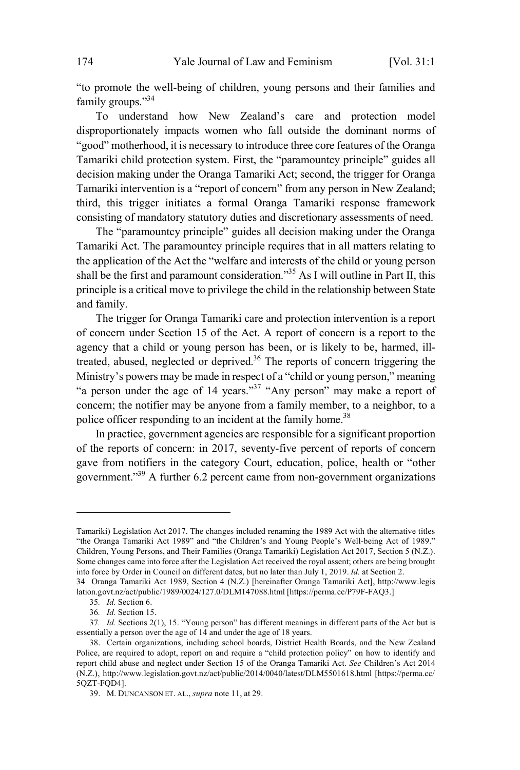"to promote the well-being of children, young persons and their families and family groups."[34]

To understand how New Zealand's care and protection model disproportionately impacts women who fall outside the dominant norms of "good" motherhood, it is necessary to introduce three core features of the Oranga Tamariki child protection system. First, the "paramountcy principle" guides all decision making under the Oranga Tamariki Act; second, the trigger for Oranga Tamariki intervention is a "report of concern" from any person in New Zealand; third, this trigger initiates a formal Oranga Tamariki response framework consisting of mandatory statutory duties and discretionary assessments of need.

The "paramountcy principle" guides all decision making under the Oranga Tamariki Act. The paramountcy principle requires that in all matters relating to the application of the Act the "welfare and interests of the child or young person shall be the first and paramount consideration."[35] As I will outline in Part II, this principle is a critical move to privilege the child in the relationship between State and family.

The trigger for Oranga Tamariki care and protection intervention is a report of concern under Section 15 of the Act. A report of concern is a report to the agency that a child or young person has been, or is likely to be, harmed, ill-treated, abused, neglected or deprived.[36] The reports of concern triggering the Ministry's powers may be made in respect of a "child or young person," meaning "a person under the age of 14 years."[37] "Any person" may make a report of concern; the notifier may be anyone from a family member, to a neighbor, to a police officer responding to an incident at the family home.[38]

In practice, government agencies are responsible for a significant proportion of the reports of concern: in 2017, seventy-five percent of reports of concern came from notifiers in the category Court, education, police, health or "other government."[39] A further 6.2 percent came from non-government organizations

---

Tamariki) Legislation Act 2017. The changes included renaming the 1989 Act with the alternative titles "the Oranga Tamariki Act 1989" and "the Children's and Young People's Well-being Act of 1989." Children, Young Persons, and Their Families (Oranga Tamariki) Legislation Act 2017, Section 5 (N.Z.). Some changes came into force after the Legislation Act received the royal assent; others are being brought into force by Order in Council on different dates, but no later than July 1, 2019. *Id.* at Section 2.

34 Oranga Tamariki Act 1989, Section 4 (N.Z.) [hereinafter Oranga Tamariki Act], http://www.legislation.govt.nz/act/public/1989/0024/127.0/DLM147088.html [https://perma.cc/P79F-FAQ3.]

35. *Id.* Section 6.

36. *Id.* Section 15.

37. *Id.* Sections 2(1), 15. "Young person" has different meanings in different parts of the Act but is essentially a person over the age of 14 and under the age of 18 years.

38. Certain organizations, including school boards, District Health Boards, and the New Zealand Police, are required to adopt, report on and require a "child protection policy" on how to identify and report child abuse and neglect under Section 15 of the Oranga Tamariki Act. *See* Children's Act 2014 (N.Z.), http://www.legislation.govt.nz/act/public/2014/0040/latest/DLM5501618.html [https://perma.cc/5QZT-FQD4].

39. M. DUNCANSON ET. AL., *supra* note 11, at 29.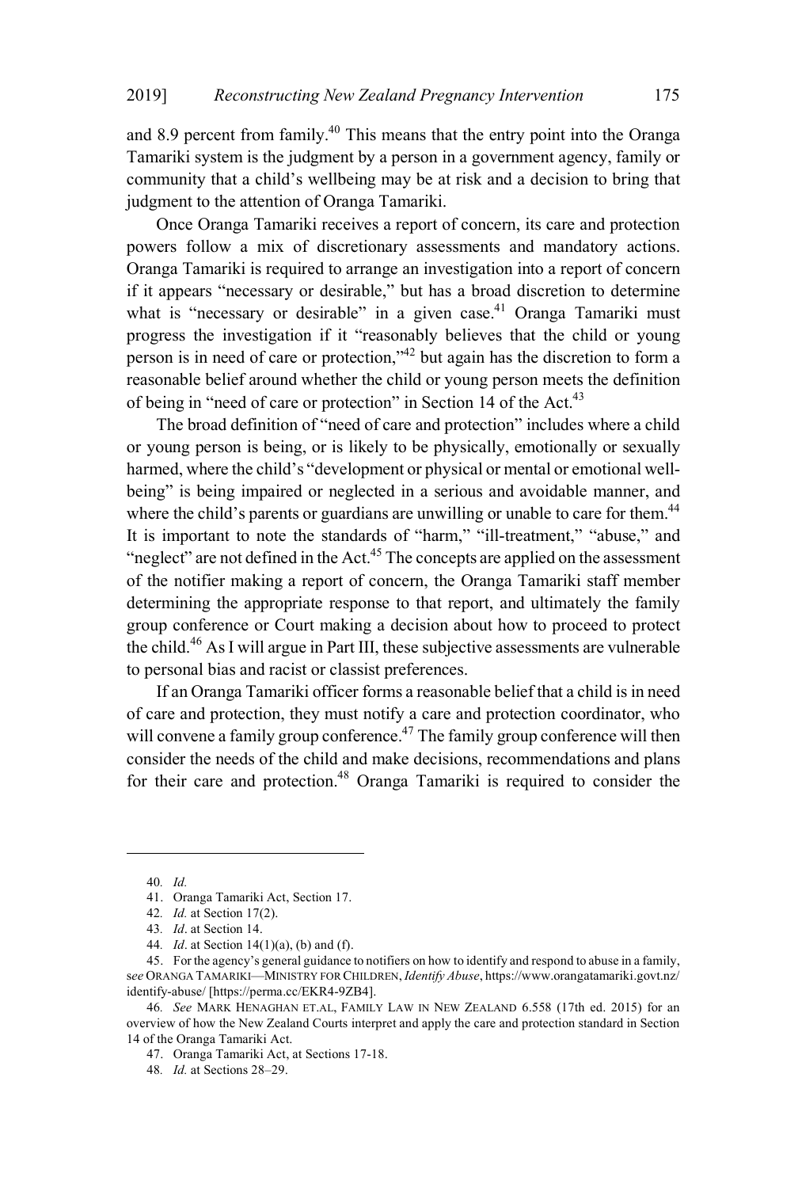and 8.9 percent from family.[40] This means that the entry point into the Oranga Tamariki system is the judgment by a person in a government agency, family or community that a child's wellbeing may be at risk and a decision to bring that judgment to the attention of Oranga Tamariki.

Once Oranga Tamariki receives a report of concern, its care and protection powers follow a mix of discretionary assessments and mandatory actions. Oranga Tamariki is required to arrange an investigation into a report of concern if it appears "necessary or desirable," but has a broad discretion to determine what is "necessary or desirable" in a given case.[41] Oranga Tamariki must progress the investigation if it "reasonably believes that the child or young person is in need of care or protection,"[42] but again has the discretion to form a reasonable belief around whether the child or young person meets the definition of being in "need of care or protection" in Section 14 of the Act.[43]

The broad definition of "need of care and protection" includes where a child or young person is being, or is likely to be physically, emotionally or sexually harmed, where the child's "development or physical or mental or emotional well-being" is being impaired or neglected in a serious and avoidable manner, and where the child's parents or guardians are unwilling or unable to care for them.[44] It is important to note the standards of "harm," "ill-treatment," "abuse," and "neglect" are not defined in the Act.[45] The concepts are applied on the assessment of the notifier making a report of concern, the Oranga Tamariki staff member determining the appropriate response to that report, and ultimately the family group conference or Court making a decision about how to proceed to protect the child.[46] As I will argue in Part III, these subjective assessments are vulnerable to personal bias and racist or classist preferences.

If an Oranga Tamariki officer forms a reasonable belief that a child is in need of care and protection, they must notify a care and protection coordinator, who will convene a family group conference.[47] The family group conference will then consider the needs of the child and make decisions, recommendations and plans for their care and protection.[48] Oranga Tamariki is required to consider the

---

40. *Id.*

41. Oranga Tamariki Act, Section 17.

42. *Id.* at Section 17(2).

43. *Id*. at Section 14.

44. *Id*. at Section 14(1)(a), (b) and (f).

45. For the agency's general guidance to notifiers on how to identify and respond to abuse in a family, *see* ORANGA TAMARIKI—MINISTRY FOR CHILDREN, *Identify Abuse*, https://www.orangatamariki.govt.nz/identify-abuse/ [https://perma.cc/EKR4-9ZB4].

46. *See* MARK HENAGHAN ET.AL, FAMILY LAW IN NEW ZEALAND 6.558 (17th ed. 2015) for an overview of how the New Zealand Courts interpret and apply the care and protection standard in Section 14 of the Oranga Tamariki Act.

47. Oranga Tamariki Act, at Sections 17-18.

48. *Id.* at Sections 28–29.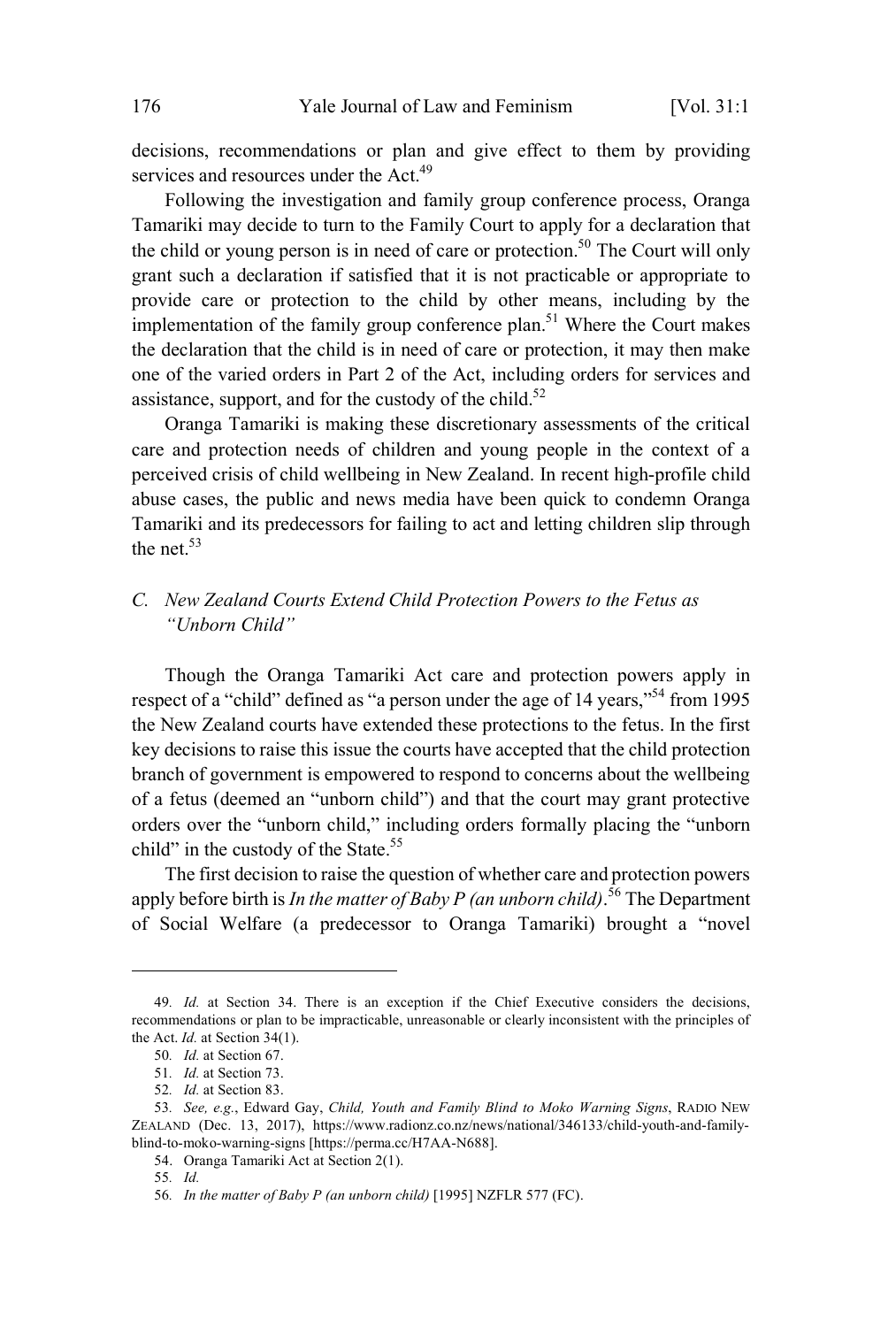decisions, recommendations or plan and give effect to them by providing services and resources under the Act.[49]

Following the investigation and family group conference process, Oranga Tamariki may decide to turn to the Family Court to apply for a declaration that the child or young person is in need of care or protection.[50] The Court will only grant such a declaration if satisfied that it is not practicable or appropriate to provide care or protection to the child by other means, including by the implementation of the family group conference plan.[51] Where the Court makes the declaration that the child is in need of care or protection, it may then make one of the varied orders in Part 2 of the Act, including orders for services and assistance, support, and for the custody of the child.[52]

Oranga Tamariki is making these discretionary assessments of the critical care and protection needs of children and young people in the context of a perceived crisis of child wellbeing in New Zealand. In recent high-profile child abuse cases, the public and news media have been quick to condemn Oranga Tamariki and its predecessors for failing to act and letting children slip through the net.[53]

### *C. New Zealand Courts Extend Child Protection Powers to the Fetus as "Unborn Child"*

Though the Oranga Tamariki Act care and protection powers apply in respect of a "child" defined as "a person under the age of 14 years,"[54] from 1995 the New Zealand courts have extended these protections to the fetus. In the first key decisions to raise this issue the courts have accepted that the child protection branch of government is empowered to respond to concerns about the wellbeing of a fetus (deemed an "unborn child") and that the court may grant protective orders over the "unborn child," including orders formally placing the "unborn child" in the custody of the State.[55]

The first decision to raise the question of whether care and protection powers apply before birth is *In the matter of Baby P (an unborn child)*.[56] The Department of Social Welfare (a predecessor to Oranga Tamariki) brought a "novel

---

49. *Id.* at Section 34. There is an exception if the Chief Executive considers the decisions, recommendations or plan to be impracticable, unreasonable or clearly inconsistent with the principles of the Act. *Id.* at Section 34(1).

50. *Id.* at Section 67.

51. *Id.* at Section 73.

52. *Id.* at Section 83.

53. *See, e.g.*, Edward Gay, *Child, Youth and Family Blind to Moko Warning Signs*, RADIO NEW ZEALAND (Dec. 13, 2017), https://www.radionz.co.nz/news/national/346133/child-youth-and-family-blind-to-moko-warning-signs [https://perma.cc/H7AA-N688].

54. Oranga Tamariki Act at Section 2(1).

55. *Id.*

56. *In the matter of Baby P (an unborn child)* [1995] NZFLR 577 (FC).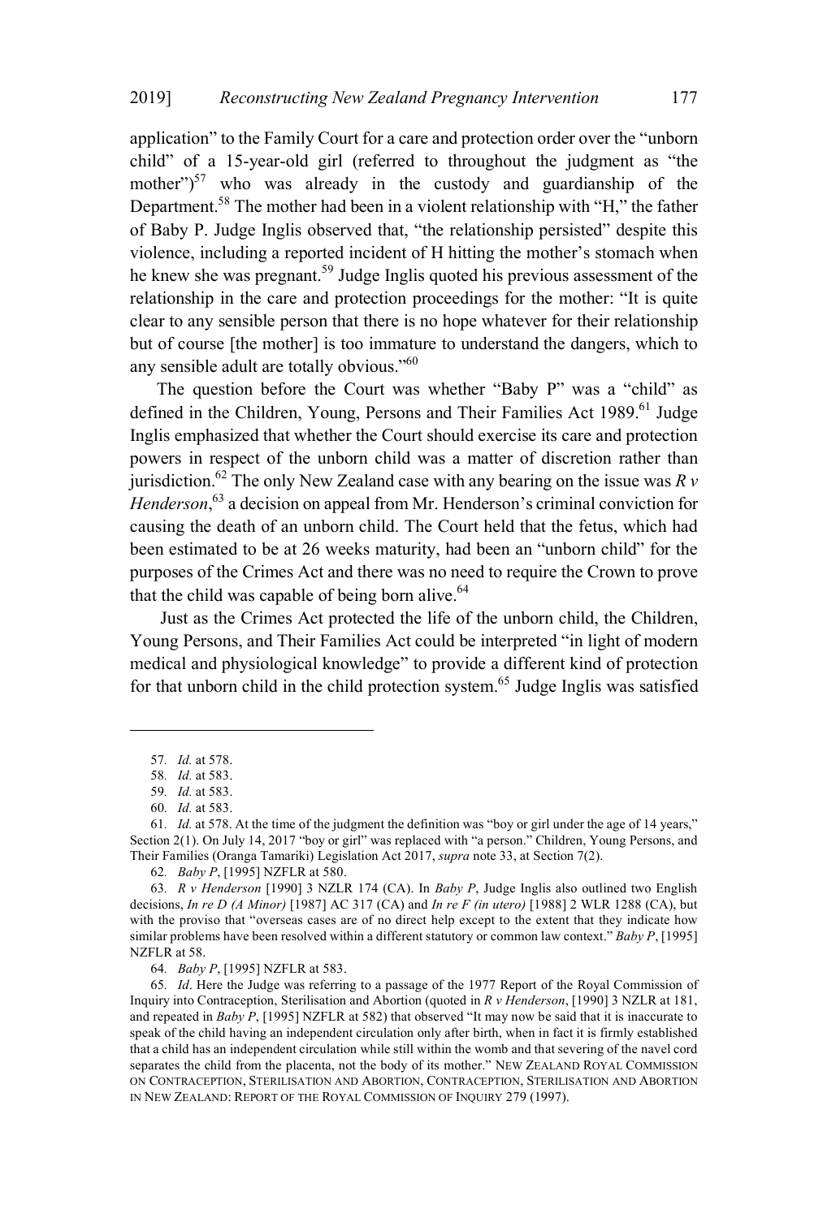application" to the Family Court for a care and protection order over the "unborn child" of a 15-year-old girl (referred to throughout the judgment as "the mother")[57] who was already in the custody and guardianship of the Department.[58] The mother had been in a violent relationship with "H," the father of Baby P. Judge Inglis observed that, "the relationship persisted" despite this violence, including a reported incident of H hitting the mother's stomach when he knew she was pregnant.[59] Judge Inglis quoted his previous assessment of the relationship in the care and protection proceedings for the mother: "It is quite clear to any sensible person that there is no hope whatever for their relationship but of course [the mother] is too immature to understand the dangers, which to any sensible adult are totally obvious."[60]

The question before the Court was whether "Baby P" was a "child" as defined in the Children, Young, Persons and Their Families Act 1989.[61] Judge Inglis emphasized that whether the Court should exercise its care and protection powers in respect of the unborn child was a matter of discretion rather than jurisdiction.[62] The only New Zealand case with any bearing on the issue was *R v Henderson*,[63] a decision on appeal from Mr. Henderson's criminal conviction for causing the death of an unborn child. The Court held that the fetus, which had been estimated to be at 26 weeks maturity, had been an "unborn child" for the purposes of the Crimes Act and there was no need to require the Crown to prove that the child was capable of being born alive.[64]

Just as the Crimes Act protected the life of the unborn child, the Children, Young Persons, and Their Families Act could be interpreted "in light of modern medical and physiological knowledge" to provide a different kind of protection for that unborn child in the child protection system.[65] Judge Inglis was satisfied

---

57. *Id.* at 578.

58. *Id.* at 583.

59. *Id.* at 583.

60. *Id.* at 583.

61. *Id.* at 578. At the time of the judgment the definition was "boy or girl under the age of 14 years," Section 2(1). On July 14, 2017 "boy or girl" was replaced with "a person." Children, Young Persons, and Their Families (Oranga Tamariki) Legislation Act 2017, *supra* note 33, at Section 7(2).

62. *Baby P*, [1995] NZFLR at 580.

63. *R v Henderson* [1990] 3 NZLR 174 (CA). In *Baby P*, Judge Inglis also outlined two English decisions, *In re D (A Minor)* [1987] AC 317 (CA) and *In re F (in utero)* [1988] 2 WLR 1288 (CA), but with the proviso that "overseas cases are of no direct help except to the extent that they indicate how similar problems have been resolved within a different statutory or common law context." *Baby P*, [1995] NZFLR at 58.

64. *Baby P*, [1995] NZFLR at 583.

65. *Id*. Here the Judge was referring to a passage of the 1977 Report of the Royal Commission of Inquiry into Contraception, Sterilisation and Abortion (quoted in *R v Henderson*, [1990] 3 NZLR at 181, and repeated in *Baby P*, [1995] NZFLR at 582) that observed "It may now be said that it is inaccurate to speak of the child having an independent circulation only after birth, when in fact it is firmly established that a child has an independent circulation while still within the womb and that severing of the navel cord separates the child from the placenta, not the body of its mother." NEW ZEALAND ROYAL COMMISSION ON CONTRACEPTION, STERILISATION AND ABORTION, CONTRACEPTION, STERILISATION AND ABORTION IN NEW ZEALAND: REPORT OF THE ROYAL COMMISSION OF INQUIRY 279 (1997).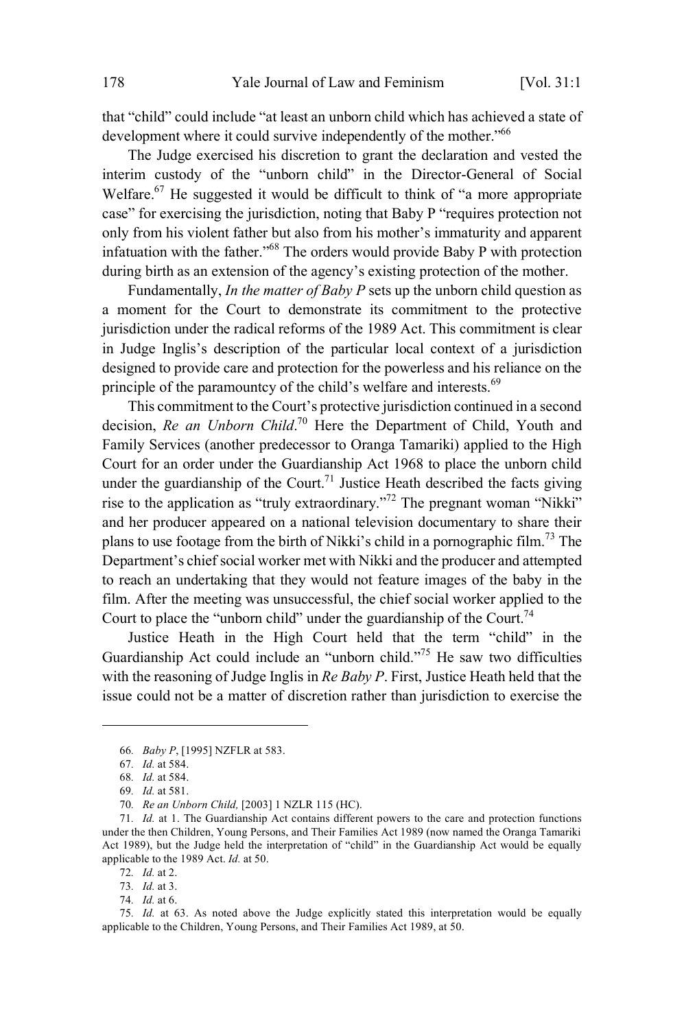that "child" could include "at least an unborn child which has achieved a state of development where it could survive independently of the mother."[66]

The Judge exercised his discretion to grant the declaration and vested the interim custody of the "unborn child" in the Director-General of Social Welfare.[67] He suggested it would be difficult to think of "a more appropriate case" for exercising the jurisdiction, noting that Baby P "requires protection not only from his violent father but also from his mother's immaturity and apparent infatuation with the father."[68] The orders would provide Baby P with protection during birth as an extension of the agency's existing protection of the mother.

Fundamentally, *In the matter of Baby P* sets up the unborn child question as a moment for the Court to demonstrate its commitment to the protective jurisdiction under the radical reforms of the 1989 Act. This commitment is clear in Judge Inglis's description of the particular local context of a jurisdiction designed to provide care and protection for the powerless and his reliance on the principle of the paramountcy of the child's welfare and interests.[69]

This commitment to the Court's protective jurisdiction continued in a second decision, *Re an Unborn Child*.[70] Here the Department of Child, Youth and Family Services (another predecessor to Oranga Tamariki) applied to the High Court for an order under the Guardianship Act 1968 to place the unborn child under the guardianship of the Court.[71] Justice Heath described the facts giving rise to the application as "truly extraordinary."[72] The pregnant woman "Nikki" and her producer appeared on a national television documentary to share their plans to use footage from the birth of Nikki's child in a pornographic film.[73] The Department's chief social worker met with Nikki and the producer and attempted to reach an undertaking that they would not feature images of the baby in the film. After the meeting was unsuccessful, the chief social worker applied to the Court to place the "unborn child" under the guardianship of the Court.[74]

Justice Heath in the High Court held that the term "child" in the Guardianship Act could include an "unborn child."[75] He saw two difficulties with the reasoning of Judge Inglis in *Re Baby P*. First, Justice Heath held that the issue could not be a matter of discretion rather than jurisdiction to exercise the

---

66. *Baby P*, [1995] NZFLR at 583.

67. *Id.* at 584.

68. *Id.* at 584.

69. *Id.* at 581.

70. *Re an Unborn Child,* [2003] 1 NZLR 115 (HC).

71. *Id.* at 1. The Guardianship Act contains different powers to the care and protection functions under the then Children, Young Persons, and Their Families Act 1989 (now named the Oranga Tamariki Act 1989), but the Judge held the interpretation of "child" in the Guardianship Act would be equally applicable to the 1989 Act. *Id.* at 50.

72. *Id.* at 2.

73. *Id.* at 3.

74. *Id.* at 6.

75. *Id.* at 63. As noted above the Judge explicitly stated this interpretation would be equally applicable to the Children, Young Persons, and Their Families Act 1989, at 50.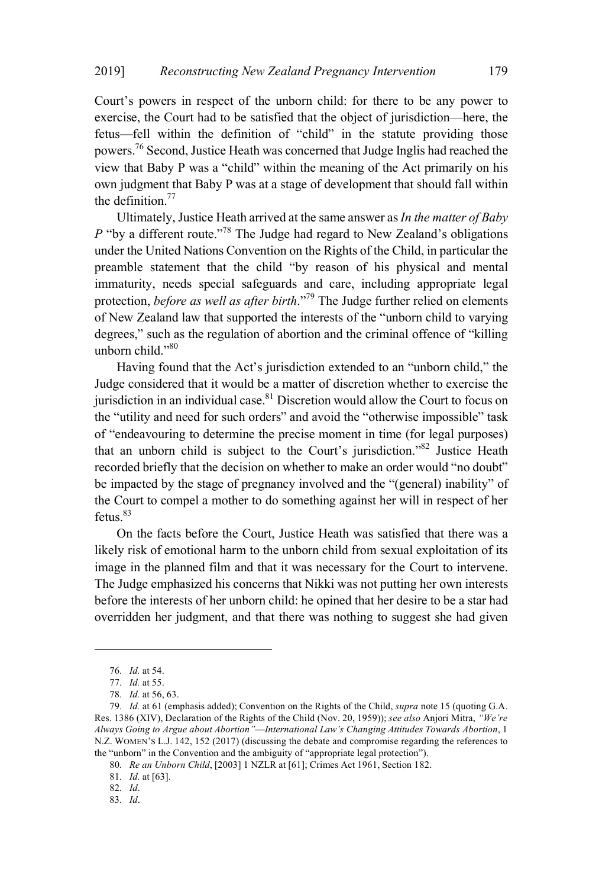Court's powers in respect of the unborn child: for there to be any power to exercise, the Court had to be satisfied that the object of jurisdiction—here, the fetus—fell within the definition of "child" in the statute providing those powers.[76] Second, Justice Heath was concerned that Judge Inglis had reached the view that Baby P was a "child" within the meaning of the Act primarily on his own judgment that Baby P was at a stage of development that should fall within the definition.[77]

Ultimately, Justice Heath arrived at the same answer as *In the matter of Baby P* "by a different route."[78] The Judge had regard to New Zealand's obligations under the United Nations Convention on the Rights of the Child, in particular the preamble statement that the child "by reason of his physical and mental immaturity, needs special safeguards and care, including appropriate legal protection, *before as well as after birth*."[79] The Judge further relied on elements of New Zealand law that supported the interests of the "unborn child to varying degrees," such as the regulation of abortion and the criminal offence of "killing unborn child."[80]

Having found that the Act's jurisdiction extended to an "unborn child," the Judge considered that it would be a matter of discretion whether to exercise the jurisdiction in an individual case.[81] Discretion would allow the Court to focus on the "utility and need for such orders" and avoid the "otherwise impossible" task of "endeavouring to determine the precise moment in time (for legal purposes) that an unborn child is subject to the Court's jurisdiction."[82] Justice Heath recorded briefly that the decision on whether to make an order would "no doubt" be impacted by the stage of pregnancy involved and the "(general) inability" of the Court to compel a mother to do something against her will in respect of her fetus.[83]

On the facts before the Court, Justice Heath was satisfied that there was a likely risk of emotional harm to the unborn child from sexual exploitation of its image in the planned film and that it was necessary for the Court to intervene. The Judge emphasized his concerns that Nikki was not putting her own interests before the interests of her unborn child: he opined that her desire to be a star had overridden her judgment, and that there was nothing to suggest she had given

---

76. *Id.* at 54.

77. *Id.* at 55.

78. *Id.* at 56, 63.

79. *Id.* at 61 (emphasis added); Convention on the Rights of the Child, *supra* note 15 (quoting G.A. Res. 1386 (XIV), Declaration of the Rights of the Child (Nov. 20, 1959)); *see also* Anjori Mitra, *"We're Always Going to Argue about Abortion"—International Law's Changing Attitudes Towards Abortion*, 1 N.Z. WOMEN'S L.J. 142, 152 (2017) (discussing the debate and compromise regarding the references to the "unborn" in the Convention and the ambiguity of "appropriate legal protection").

80. *Re an Unborn Child*, [2003] 1 NZLR at [61]; Crimes Act 1961, Section 182.

81. *Id.* at [63].

82. *Id*.

83. *Id*.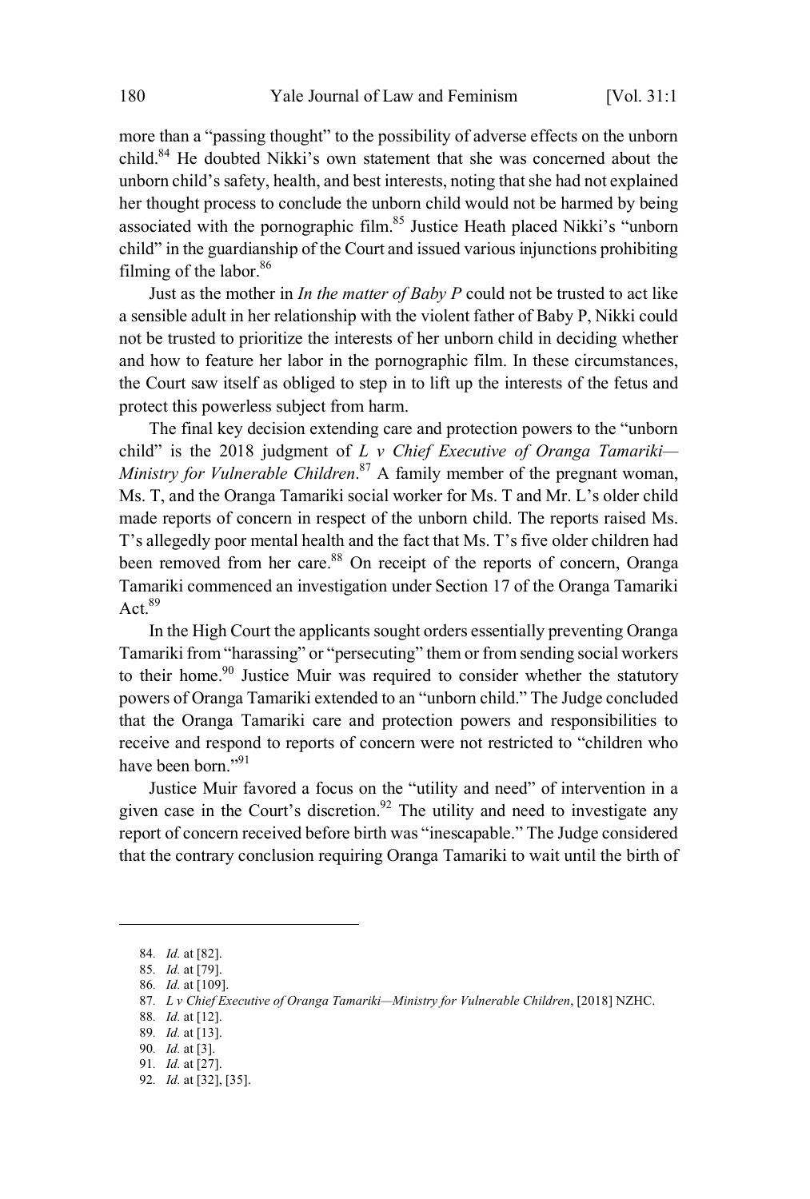more than a "passing thought" to the possibility of adverse effects on the unborn child.[84] He doubted Nikki's own statement that she was concerned about the unborn child's safety, health, and best interests, noting that she had not explained her thought process to conclude the unborn child would not be harmed by being associated with the pornographic film.[85] Justice Heath placed Nikki's "unborn child" in the guardianship of the Court and issued various injunctions prohibiting filming of the labor.[86]

Just as the mother in *In the matter of Baby P* could not be trusted to act like a sensible adult in her relationship with the violent father of Baby P, Nikki could not be trusted to prioritize the interests of her unborn child in deciding whether and how to feature her labor in the pornographic film. In these circumstances, the Court saw itself as obliged to step in to lift up the interests of the fetus and protect this powerless subject from harm.

The final key decision extending care and protection powers to the "unborn child" is the 2018 judgment of *L v Chief Executive of Oranga Tamariki—Ministry for Vulnerable Children*.[87] A family member of the pregnant woman, Ms. T, and the Oranga Tamariki social worker for Ms. T and Mr. L's older child made reports of concern in respect of the unborn child. The reports raised Ms. T's allegedly poor mental health and the fact that Ms. T's five older children had been removed from her care.[88] On receipt of the reports of concern, Oranga Tamariki commenced an investigation under Section 17 of the Oranga Tamariki Act.[89]

In the High Court the applicants sought orders essentially preventing Oranga Tamariki from "harassing" or "persecuting" them or from sending social workers to their home.[90] Justice Muir was required to consider whether the statutory powers of Oranga Tamariki extended to an "unborn child." The Judge concluded that the Oranga Tamariki care and protection powers and responsibilities to receive and respond to reports of concern were not restricted to "children who have been born."[91]

Justice Muir favored a focus on the "utility and need" of intervention in a given case in the Court's discretion.[92] The utility and need to investigate any report of concern received before birth was "inescapable." The Judge considered that the contrary conclusion requiring Oranga Tamariki to wait until the birth of

---

84. *Id.* at [82].
85. *Id.* at [79].
86. *Id.* at [109].
87. *L v Chief Executive of Oranga Tamariki—Ministry for Vulnerable Children*, [2018] NZHC.
88. *Id.* at [12].
89. *Id.* at [13].
90. *Id.* at [3].
91. *Id.* at [27].
92. *Id.* at [32], [35].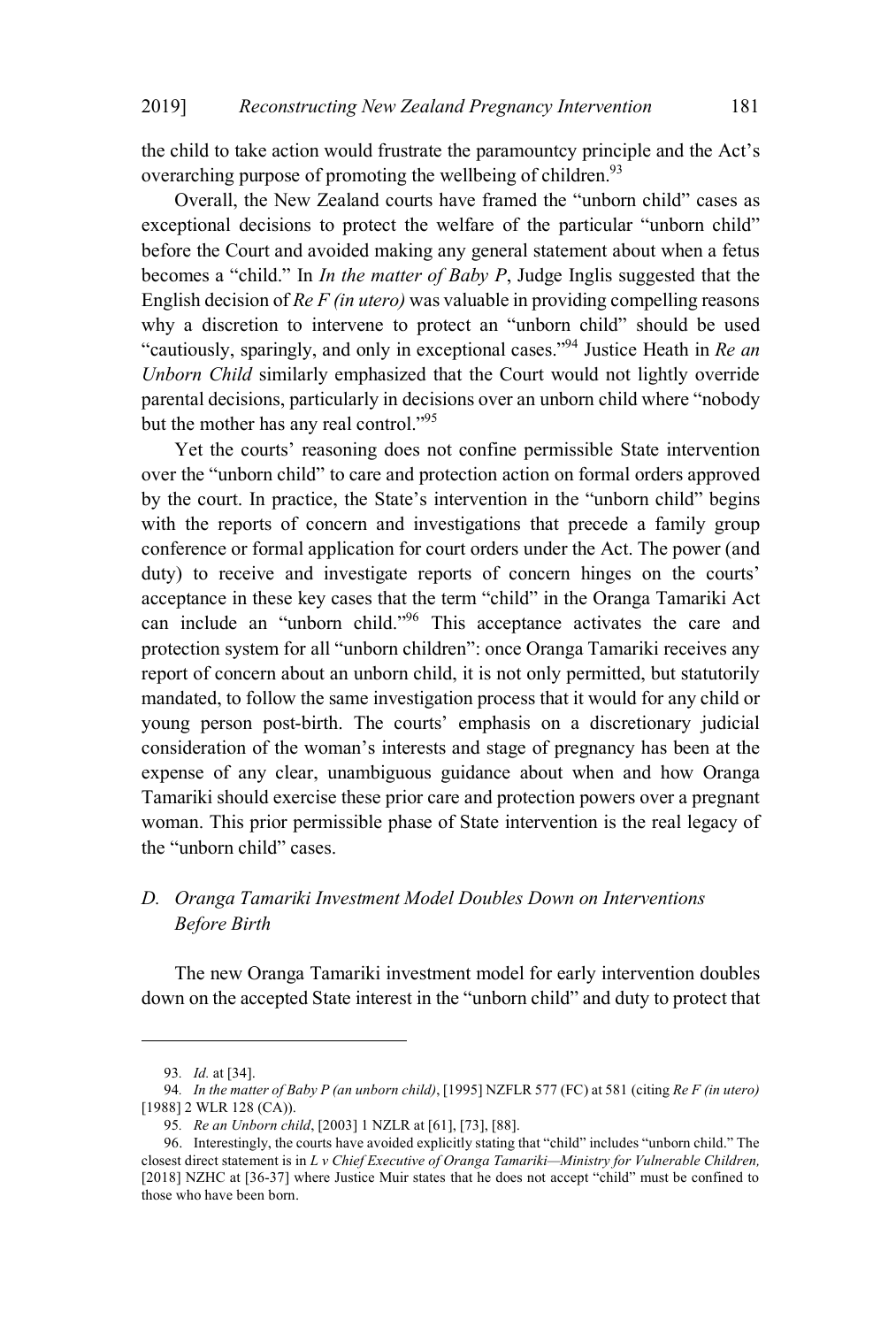the child to take action would frustrate the paramountcy principle and the Act's overarching purpose of promoting the wellbeing of children.[93]

Overall, the New Zealand courts have framed the "unborn child" cases as exceptional decisions to protect the welfare of the particular "unborn child" before the Court and avoided making any general statement about when a fetus becomes a "child." In *In the matter of Baby P*, Judge Inglis suggested that the English decision of *Re F (in utero)* was valuable in providing compelling reasons why a discretion to intervene to protect an "unborn child" should be used "cautiously, sparingly, and only in exceptional cases."[94] Justice Heath in *Re an Unborn Child* similarly emphasized that the Court would not lightly override parental decisions, particularly in decisions over an unborn child where "nobody but the mother has any real control."[95]

Yet the courts' reasoning does not confine permissible State intervention over the "unborn child" to care and protection action on formal orders approved by the court. In practice, the State's intervention in the "unborn child" begins with the reports of concern and investigations that precede a family group conference or formal application for court orders under the Act. The power (and duty) to receive and investigate reports of concern hinges on the courts' acceptance in these key cases that the term "child" in the Oranga Tamariki Act can include an "unborn child."[96] This acceptance activates the care and protection system for all "unborn children": once Oranga Tamariki receives any report of concern about an unborn child, it is not only permitted, but statutorily mandated, to follow the same investigation process that it would for any child or young person post-birth. The courts' emphasis on a discretionary judicial consideration of the woman's interests and stage of pregnancy has been at the expense of any clear, unambiguous guidance about when and how Oranga Tamariki should exercise these prior care and protection powers over a pregnant woman. This prior permissible phase of State intervention is the real legacy of the "unborn child" cases.

### *D. Oranga Tamariki Investment Model Doubles Down on Interventions Before Birth*

The new Oranga Tamariki investment model for early intervention doubles down on the accepted State interest in the "unborn child" and duty to protect that

---

93. *Id.* at [34].

94. *In the matter of Baby P (an unborn child)*, [1995] NZFLR 577 (FC) at 581 (citing *Re F (in utero)* [1988] 2 WLR 128 (CA)).

95. *Re an Unborn child*, [2003] 1 NZLR at [61], [73], [88].

96. Interestingly, the courts have avoided explicitly stating that "child" includes "unborn child." The closest direct statement is in *L v Chief Executive of Oranga Tamariki—Ministry for Vulnerable Children,* [2018] NZHC at [36-37] where Justice Muir states that he does not accept "child" must be confined to those who have been born.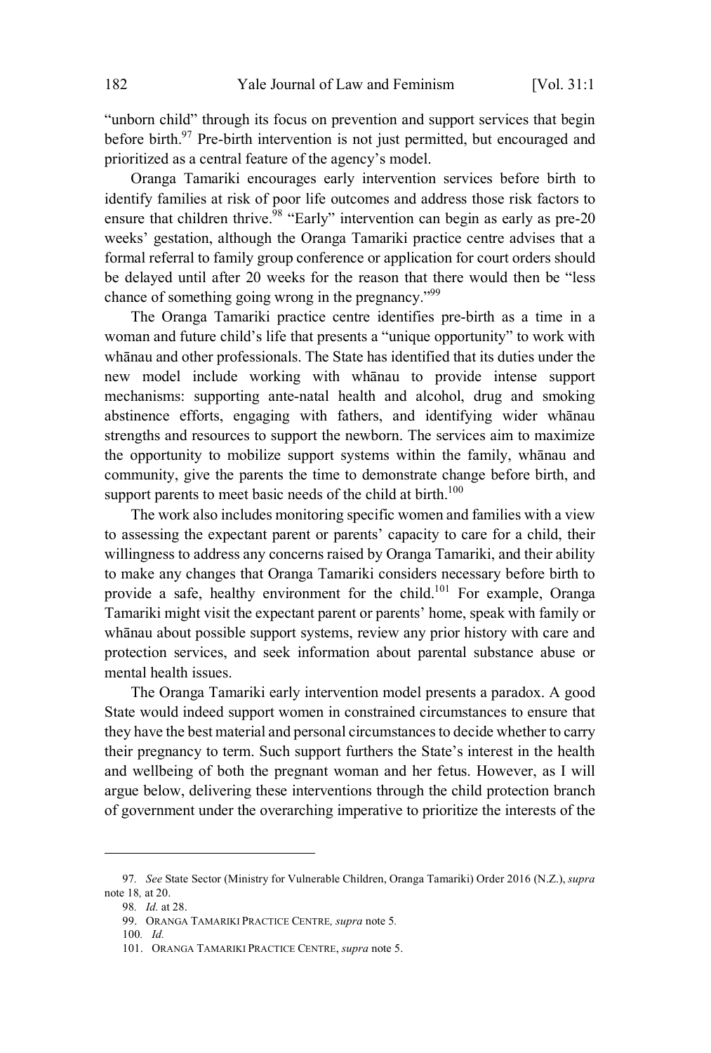"unborn child" through its focus on prevention and support services that begin before birth.[97] Pre-birth intervention is not just permitted, but encouraged and prioritized as a central feature of the agency's model.

Oranga Tamariki encourages early intervention services before birth to identify families at risk of poor life outcomes and address those risk factors to ensure that children thrive.[98] "Early" intervention can begin as early as pre-20 weeks' gestation, although the Oranga Tamariki practice centre advises that a formal referral to family group conference or application for court orders should be delayed until after 20 weeks for the reason that there would then be "less chance of something going wrong in the pregnancy."[99]

The Oranga Tamariki practice centre identifies pre-birth as a time in a woman and future child's life that presents a "unique opportunity" to work with whānau and other professionals. The State has identified that its duties under the new model include working with whānau to provide intense support mechanisms: supporting ante-natal health and alcohol, drug and smoking abstinence efforts, engaging with fathers, and identifying wider whānau strengths and resources to support the newborn. The services aim to maximize the opportunity to mobilize support systems within the family, whānau and community, give the parents the time to demonstrate change before birth, and support parents to meet basic needs of the child at birth.[100]

The work also includes monitoring specific women and families with a view to assessing the expectant parent or parents' capacity to care for a child, their willingness to address any concerns raised by Oranga Tamariki, and their ability to make any changes that Oranga Tamariki considers necessary before birth to provide a safe, healthy environment for the child.[101] For example, Oranga Tamariki might visit the expectant parent or parents' home, speak with family or whānau about possible support systems, review any prior history with care and protection services, and seek information about parental substance abuse or mental health issues.

The Oranga Tamariki early intervention model presents a paradox. A good State would indeed support women in constrained circumstances to ensure that they have the best material and personal circumstances to decide whether to carry their pregnancy to term. Such support furthers the State's interest in the health and wellbeing of both the pregnant woman and her fetus. However, as I will argue below, delivering these interventions through the child protection branch of government under the overarching imperative to prioritize the interests of the

---

97. *See* State Sector (Ministry for Vulnerable Children, Oranga Tamariki) Order 2016 (N.Z.), *supra* note 18, at 20.

98. *Id.* at 28.

99. ORANGA TAMARIKI PRACTICE CENTRE, *supra* note 5.

100. *Id.*

101. ORANGA TAMARIKI PRACTICE CENTRE, *supra* note 5.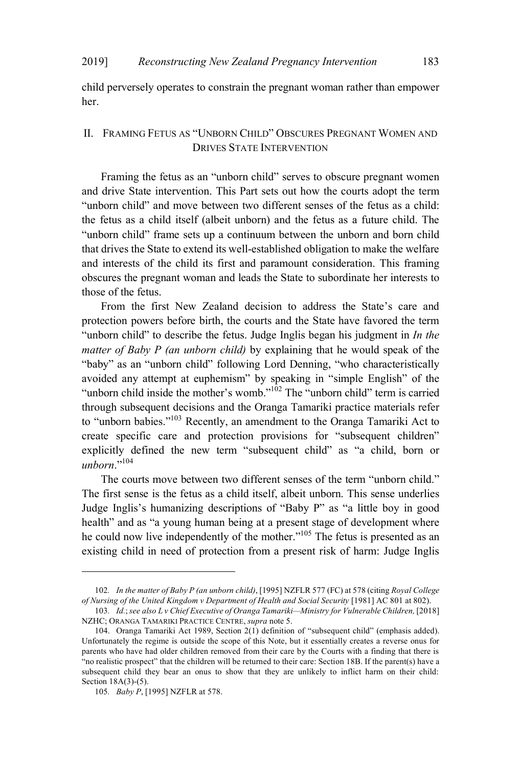child perversely operates to constrain the pregnant woman rather than empower her.

## II. Framing Fetus as "Unborn Child" Obscures Pregnant Women and Drives State Intervention

Framing the fetus as an "unborn child" serves to obscure pregnant women and drive State intervention. This Part sets out how the courts adopt the term "unborn child" and move between two different senses of the fetus as a child: the fetus as a child itself (albeit unborn) and the fetus as a future child. The "unborn child" frame sets up a continuum between the unborn and born child that drives the State to extend its well-established obligation to make the welfare and interests of the child its first and paramount consideration. This framing obscures the pregnant woman and leads the State to subordinate her interests to those of the fetus.

From the first New Zealand decision to address the State's care and protection powers before birth, the courts and the State have favored the term "unborn child" to describe the fetus. Judge Inglis began his judgment in *In the matter of Baby P (an unborn child)* by explaining that he would speak of the "baby" as an "unborn child" following Lord Denning, "who characteristically avoided any attempt at euphemism" by speaking in "simple English" of the "unborn child inside the mother's womb."[102] The "unborn child" term is carried through subsequent decisions and the Oranga Tamariki practice materials refer to "unborn babies."[103] Recently, an amendment to the Oranga Tamariki Act to create specific care and protection provisions for "subsequent children" explicitly defined the new term "subsequent child" as "a child, born or *unborn*."[104]

The courts move between two different senses of the term "unborn child." The first sense is the fetus as a child itself, albeit unborn. This sense underlies Judge Inglis's humanizing descriptions of "Baby P" as "a little boy in good health" and as "a young human being at a present stage of development where he could now live independently of the mother."[105] The fetus is presented as an existing child in need of protection from a present risk of harm: Judge Inglis

---

102. *In the matter of Baby P (an unborn child)*, [1995] NZFLR 577 (FC) at 578 (citing *Royal College of Nursing of the United Kingdom v Department of Health and Social Security* [1981] AC 801 at 802).

103. *Id.*; *see also L v Chief Executive of Oranga Tamariki—Ministry for Vulnerable Children,* [2018] NZHC; Oranga Tamariki Practice Centre, *supra* note 5.

104. Oranga Tamariki Act 1989, Section 2(1) definition of "subsequent child" (emphasis added). Unfortunately the regime is outside the scope of this Note, but it essentially creates a reverse onus for parents who have had older children removed from their care by the Courts with a finding that there is "no realistic prospect" that the children will be returned to their care: Section 18B. If the parent(s) have a subsequent child they bear an onus to show that they are unlikely to inflict harm on their child: Section 18A(3)-(5).

105. *Baby P*, [1995] NZFLR at 578.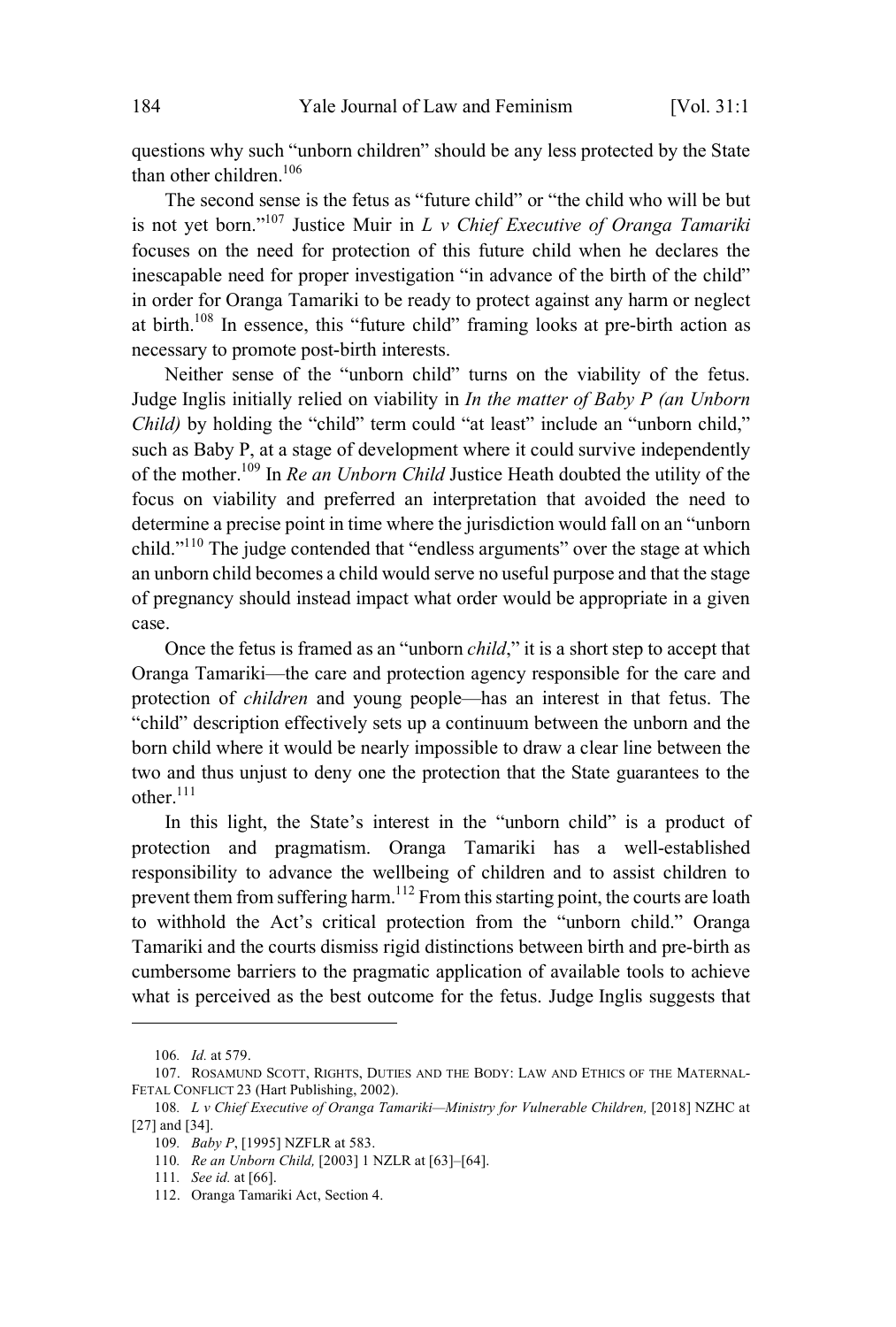questions why such "unborn children" should be any less protected by the State than other children.[106]

The second sense is the fetus as "future child" or "the child who will be but is not yet born."[107] Justice Muir in *L v Chief Executive of Oranga Tamariki* focuses on the need for protection of this future child when he declares the inescapable need for proper investigation "in advance of the birth of the child" in order for Oranga Tamariki to be ready to protect against any harm or neglect at birth.[108] In essence, this "future child" framing looks at pre-birth action as necessary to promote post-birth interests.

Neither sense of the "unborn child" turns on the viability of the fetus. Judge Inglis initially relied on viability in *In the matter of Baby P (an Unborn Child)* by holding the "child" term could "at least" include an "unborn child," such as Baby P, at a stage of development where it could survive independently of the mother.[109] In *Re an Unborn Child* Justice Heath doubted the utility of the focus on viability and preferred an interpretation that avoided the need to determine a precise point in time where the jurisdiction would fall on an "unborn child."[110] The judge contended that "endless arguments" over the stage at which an unborn child becomes a child would serve no useful purpose and that the stage of pregnancy should instead impact what order would be appropriate in a given case.

Once the fetus is framed as an "unborn *child*," it is a short step to accept that Oranga Tamariki—the care and protection agency responsible for the care and protection of *children* and young people—has an interest in that fetus. The "child" description effectively sets up a continuum between the unborn and the born child where it would be nearly impossible to draw a clear line between the two and thus unjust to deny one the protection that the State guarantees to the other.[111]

In this light, the State's interest in the "unborn child" is a product of protection and pragmatism. Oranga Tamariki has a well-established responsibility to advance the wellbeing of children and to assist children to prevent them from suffering harm.[112] From this starting point, the courts are loath to withhold the Act's critical protection from the "unborn child." Oranga Tamariki and the courts dismiss rigid distinctions between birth and pre-birth as cumbersome barriers to the pragmatic application of available tools to achieve what is perceived as the best outcome for the fetus. Judge Inglis suggests that

---

106. *Id.* at 579.

107. ROSAMUND SCOTT, RIGHTS, DUTIES AND THE BODY: LAW AND ETHICS OF THE MATERNAL-FETAL CONFLICT 23 (Hart Publishing, 2002).

108. *L v Chief Executive of Oranga Tamariki—Ministry for Vulnerable Children,* [2018] NZHC at [27] and [34].

109. *Baby P*, [1995] NZFLR at 583.

110. *Re an Unborn Child,* [2003] 1 NZLR at [63]–[64].

111. *See id.* at [66].

112. Oranga Tamariki Act, Section 4.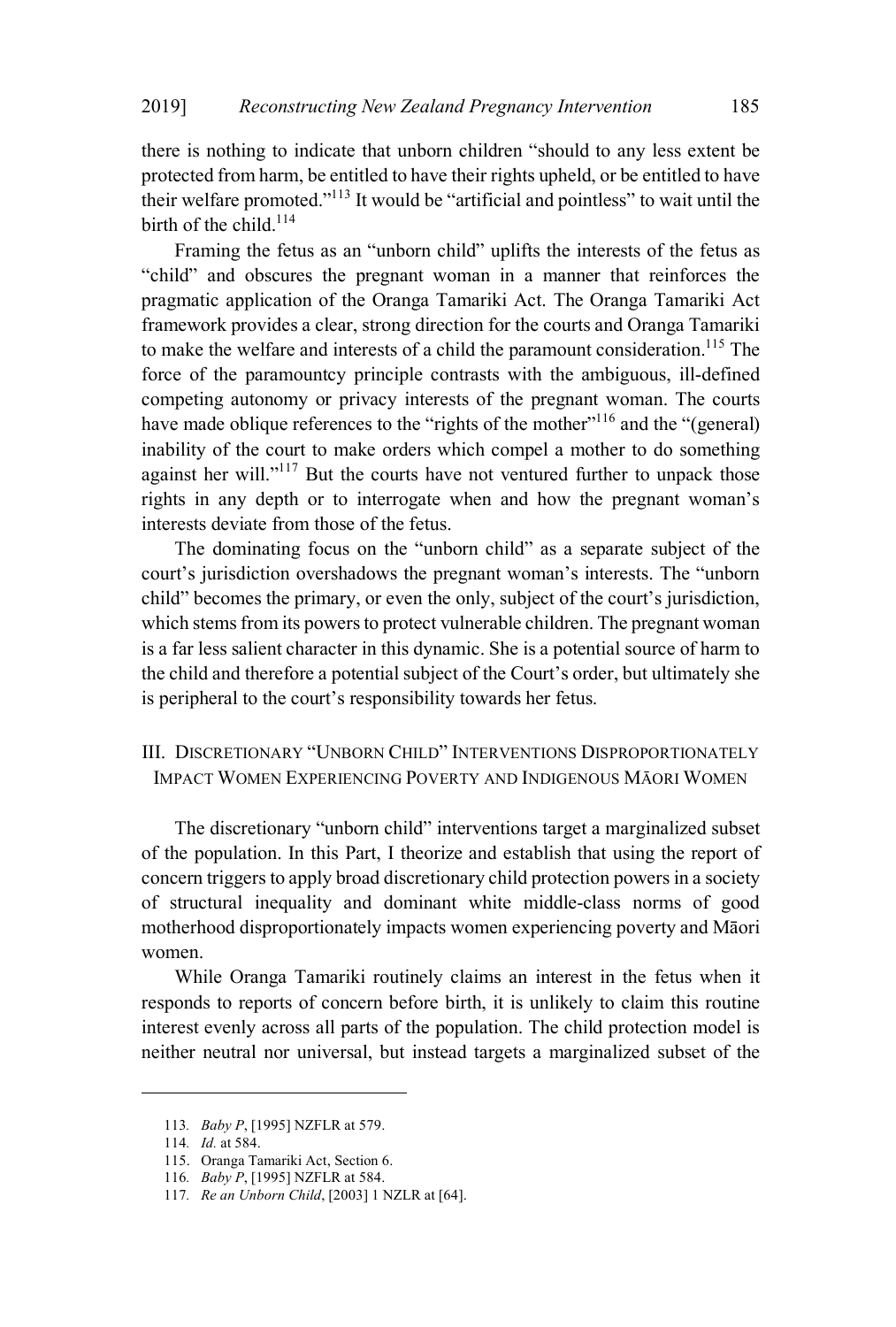there is nothing to indicate that unborn children "should to any less extent be protected from harm, be entitled to have their rights upheld, or be entitled to have their welfare promoted."[113] It would be "artificial and pointless" to wait until the birth of the child.[114]

Framing the fetus as an "unborn child" uplifts the interests of the fetus as "child" and obscures the pregnant woman in a manner that reinforces the pragmatic application of the Oranga Tamariki Act. The Oranga Tamariki Act framework provides a clear, strong direction for the courts and Oranga Tamariki to make the welfare and interests of a child the paramount consideration.[115] The force of the paramountcy principle contrasts with the ambiguous, ill-defined competing autonomy or privacy interests of the pregnant woman. The courts have made oblique references to the "rights of the mother"[116] and the "(general) inability of the court to make orders which compel a mother to do something against her will."[117] But the courts have not ventured further to unpack those rights in any depth or to interrogate when and how the pregnant woman's interests deviate from those of the fetus.

The dominating focus on the "unborn child" as a separate subject of the court's jurisdiction overshadows the pregnant woman's interests. The "unborn child" becomes the primary, or even the only, subject of the court's jurisdiction, which stems from its powers to protect vulnerable children. The pregnant woman is a far less salient character in this dynamic. She is a potential source of harm to the child and therefore a potential subject of the Court's order, but ultimately she is peripheral to the court's responsibility towards her fetus.

## III. Discretionary "Unborn Child" Interventions Disproportionately Impact Women Experiencing Poverty and Indigenous Māori Women

The discretionary "unborn child" interventions target a marginalized subset of the population. In this Part, I theorize and establish that using the report of concern triggers to apply broad discretionary child protection powers in a society of structural inequality and dominant white middle-class norms of good motherhood disproportionately impacts women experiencing poverty and Māori women.

While Oranga Tamariki routinely claims an interest in the fetus when it responds to reports of concern before birth, it is unlikely to claim this routine interest evenly across all parts of the population. The child protection model is neither neutral nor universal, but instead targets a marginalized subset of the

---

113. *Baby P*, [1995] NZFLR at 579.

114. *Id.* at 584.

115. Oranga Tamariki Act, Section 6.

116. *Baby P*, [1995] NZFLR at 584.

117. *Re an Unborn Child*, [2003] 1 NZLR at [64].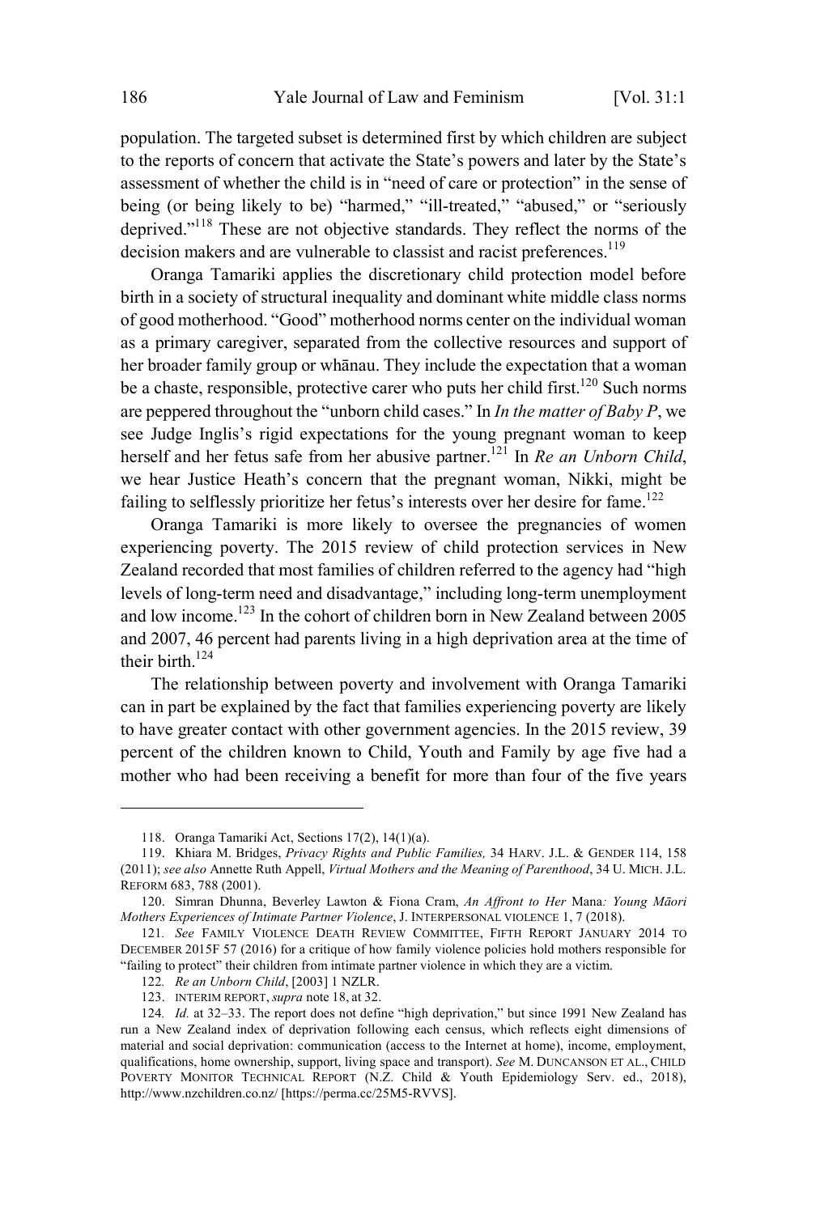population. The targeted subset is determined first by which children are subject to the reports of concern that activate the State's powers and later by the State's assessment of whether the child is in "need of care or protection" in the sense of being (or being likely to be) "harmed," "ill-treated," "abused," or "seriously deprived."[118] These are not objective standards. They reflect the norms of the decision makers and are vulnerable to classist and racist preferences.[119]

Oranga Tamariki applies the discretionary child protection model before birth in a society of structural inequality and dominant white middle class norms of good motherhood. "Good" motherhood norms center on the individual woman as a primary caregiver, separated from the collective resources and support of her broader family group or whānau. They include the expectation that a woman be a chaste, responsible, protective carer who puts her child first.[120] Such norms are peppered throughout the "unborn child cases." In *In the matter of Baby P*, we see Judge Inglis's rigid expectations for the young pregnant woman to keep herself and her fetus safe from her abusive partner.[121] In *Re an Unborn Child*, we hear Justice Heath's concern that the pregnant woman, Nikki, might be failing to selflessly prioritize her fetus's interests over her desire for fame.[122]

Oranga Tamariki is more likely to oversee the pregnancies of women experiencing poverty. The 2015 review of child protection services in New Zealand recorded that most families of children referred to the agency had "high levels of long-term need and disadvantage," including long-term unemployment and low income.[123] In the cohort of children born in New Zealand between 2005 and 2007, 46 percent had parents living in a high deprivation area at the time of their birth.[124]

The relationship between poverty and involvement with Oranga Tamariki can in part be explained by the fact that families experiencing poverty are likely to have greater contact with other government agencies. In the 2015 review, 39 percent of the children known to Child, Youth and Family by age five had a mother who had been receiving a benefit for more than four of the five years

---

118. Oranga Tamariki Act, Sections 17(2), 14(1)(a).

119. Khiara M. Bridges, *Privacy Rights and Public Families,* 34 HARV. J.L. & GENDER 114, 158 (2011); *see also* Annette Ruth Appell, *Virtual Mothers and the Meaning of Parenthood*, 34 U. MICH. J.L. REFORM 683, 788 (2001).

120. Simran Dhunna, Beverley Lawton & Fiona Cram, *An Affront to Her* Mana*: Young Māori Mothers Experiences of Intimate Partner Violence*, J. INTERPERSONAL VIOLENCE 1, 7 (2018).

121. *See* FAMILY VIOLENCE DEATH REVIEW COMMITTEE, FIFTH REPORT JANUARY 2014 TO DECEMBER 2015F 57 (2016) for a critique of how family violence policies hold mothers responsible for "failing to protect" their children from intimate partner violence in which they are a victim.

122. *Re an Unborn Child*, [2003] 1 NZLR.

123. INTERIM REPORT, *supra* note 18, at 32.

124. *Id.* at 32–33. The report does not define "high deprivation," but since 1991 New Zealand has run a New Zealand index of deprivation following each census, which reflects eight dimensions of material and social deprivation: communication (access to the Internet at home), income, employment, qualifications, home ownership, support, living space and transport). *See* M. DUNCANSON ET AL., CHILD POVERTY MONITOR TECHNICAL REPORT (N.Z. Child & Youth Epidemiology Serv. ed., 2018), http://www.nzchildren.co.nz/ [https://perma.cc/25M5-RVVS].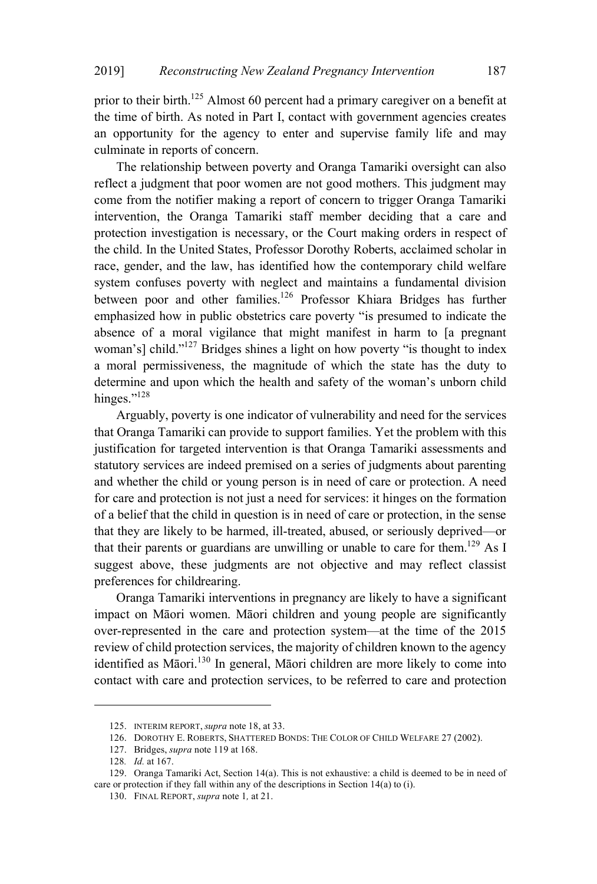prior to their birth.[125] Almost 60 percent had a primary caregiver on a benefit at the time of birth. As noted in Part I, contact with government agencies creates an opportunity for the agency to enter and supervise family life and may culminate in reports of concern.

The relationship between poverty and Oranga Tamariki oversight can also reflect a judgment that poor women are not good mothers. This judgment may come from the notifier making a report of concern to trigger Oranga Tamariki intervention, the Oranga Tamariki staff member deciding that a care and protection investigation is necessary, or the Court making orders in respect of the child. In the United States, Professor Dorothy Roberts, acclaimed scholar in race, gender, and the law, has identified how the contemporary child welfare system confuses poverty with neglect and maintains a fundamental division between poor and other families.[126] Professor Khiara Bridges has further emphasized how in public obstetrics care poverty "is presumed to indicate the absence of a moral vigilance that might manifest in harm to [a pregnant woman's] child."[127] Bridges shines a light on how poverty "is thought to index a moral permissiveness, the magnitude of which the state has the duty to determine and upon which the health and safety of the woman's unborn child hinges."[128]

Arguably, poverty is one indicator of vulnerability and need for the services that Oranga Tamariki can provide to support families. Yet the problem with this justification for targeted intervention is that Oranga Tamariki assessments and statutory services are indeed premised on a series of judgments about parenting and whether the child or young person is in need of care or protection. A need for care and protection is not just a need for services: it hinges on the formation of a belief that the child in question is in need of care or protection, in the sense that they are likely to be harmed, ill-treated, abused, or seriously deprived—or that their parents or guardians are unwilling or unable to care for them.[129] As I suggest above, these judgments are not objective and may reflect classist preferences for childrearing.

Oranga Tamariki interventions in pregnancy are likely to have a significant impact on Māori women. Māori children and young people are significantly over-represented in the care and protection system—at the time of the 2015 review of child protection services, the majority of children known to the agency identified as Māori.[130] In general, Māori children are more likely to come into contact with care and protection services, to be referred to care and protection

---

125. INTERIM REPORT, *supra* note 18, at 33.

126. DOROTHY E. ROBERTS, SHATTERED BONDS: THE COLOR OF CHILD WELFARE 27 (2002).

127. Bridges, *supra* note 119 at 168.

128. *Id.* at 167.

129. Oranga Tamariki Act, Section 14(a). This is not exhaustive: a child is deemed to be in need of care or protection if they fall within any of the descriptions in Section 14(a) to (i).

130. FINAL REPORT, *supra* note 1, at 21.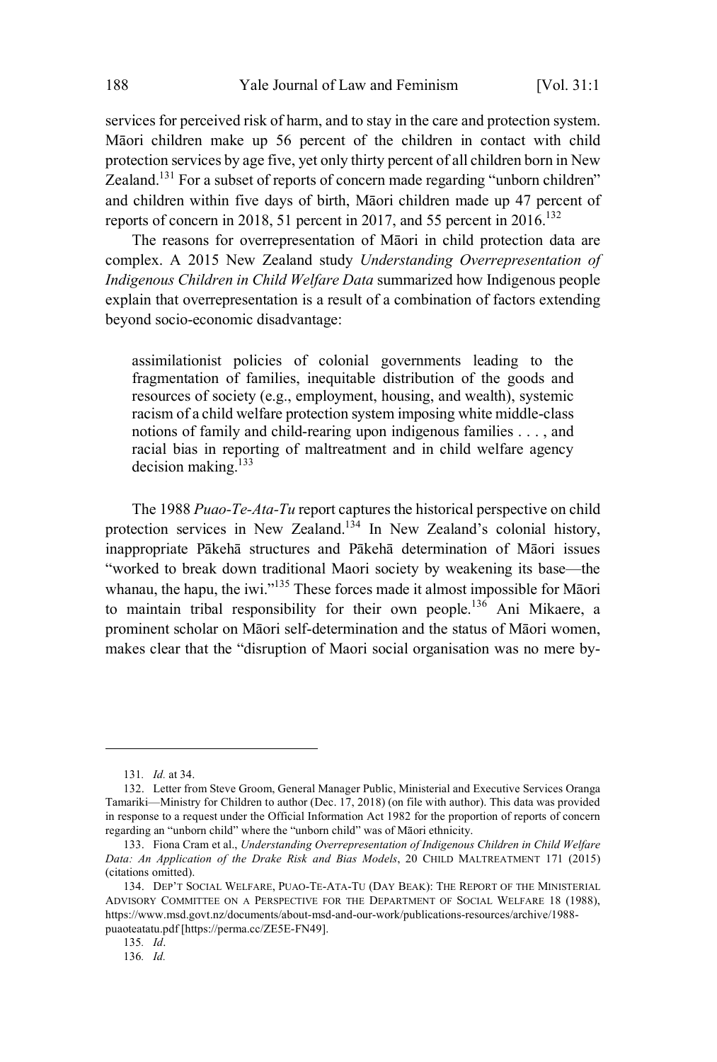services for perceived risk of harm, and to stay in the care and protection system. Māori children make up 56 percent of the children in contact with child protection services by age five, yet only thirty percent of all children born in New Zealand.[131] For a subset of reports of concern made regarding "unborn children" and children within five days of birth, Māori children made up 47 percent of reports of concern in 2018, 51 percent in 2017, and 55 percent in 2016.[132]

The reasons for overrepresentation of Māori in child protection data are complex. A 2015 New Zealand study *Understanding Overrepresentation of Indigenous Children in Child Welfare Data* summarized how Indigenous people explain that overrepresentation is a result of a combination of factors extending beyond socio-economic disadvantage:

> assimilationist policies of colonial governments leading to the fragmentation of families, inequitable distribution of the goods and resources of society (e.g., employment, housing, and wealth), systemic racism of a child welfare protection system imposing white middle-class notions of family and child-rearing upon indigenous families . . . , and racial bias in reporting of maltreatment and in child welfare agency decision making.[133]

The 1988 *Puao-Te-Ata-Tu* report captures the historical perspective on child protection services in New Zealand.[134] In New Zealand's colonial history, inappropriate Pākehā structures and Pākehā determination of Māori issues "worked to break down traditional Maori society by weakening its base—the whanau, the hapu, the iwi."[135] These forces made it almost impossible for Māori to maintain tribal responsibility for their own people.[136] Ani Mikaere, a prominent scholar on Māori self-determination and the status of Māori women, makes clear that the "disruption of Maori social organisation was no mere by-

---

131. *Id.* at 34.

132. Letter from Steve Groom, General Manager Public, Ministerial and Executive Services Oranga Tamariki—Ministry for Children to author (Dec. 17, 2018) (on file with author). This data was provided in response to a request under the Official Information Act 1982 for the proportion of reports of concern regarding an "unborn child" where the "unborn child" was of Māori ethnicity.

133. Fiona Cram et al., *Understanding Overrepresentation of Indigenous Children in Child Welfare Data: An Application of the Drake Risk and Bias Models*, 20 CHILD MALTREATMENT 171 (2015) (citations omitted).

134. DEP'T SOCIAL WELFARE, PUAO-TE-ATA-TU (DAY BEAK): THE REPORT OF THE MINISTERIAL ADVISORY COMMITTEE ON A PERSPECTIVE FOR THE DEPARTMENT OF SOCIAL WELFARE 18 (1988), https://www.msd.govt.nz/documents/about-msd-and-our-work/publications-resources/archive/1988-puaoteatatu.pdf [https://perma.cc/ZE5E-FN49].

135. *Id*.

136. *Id.*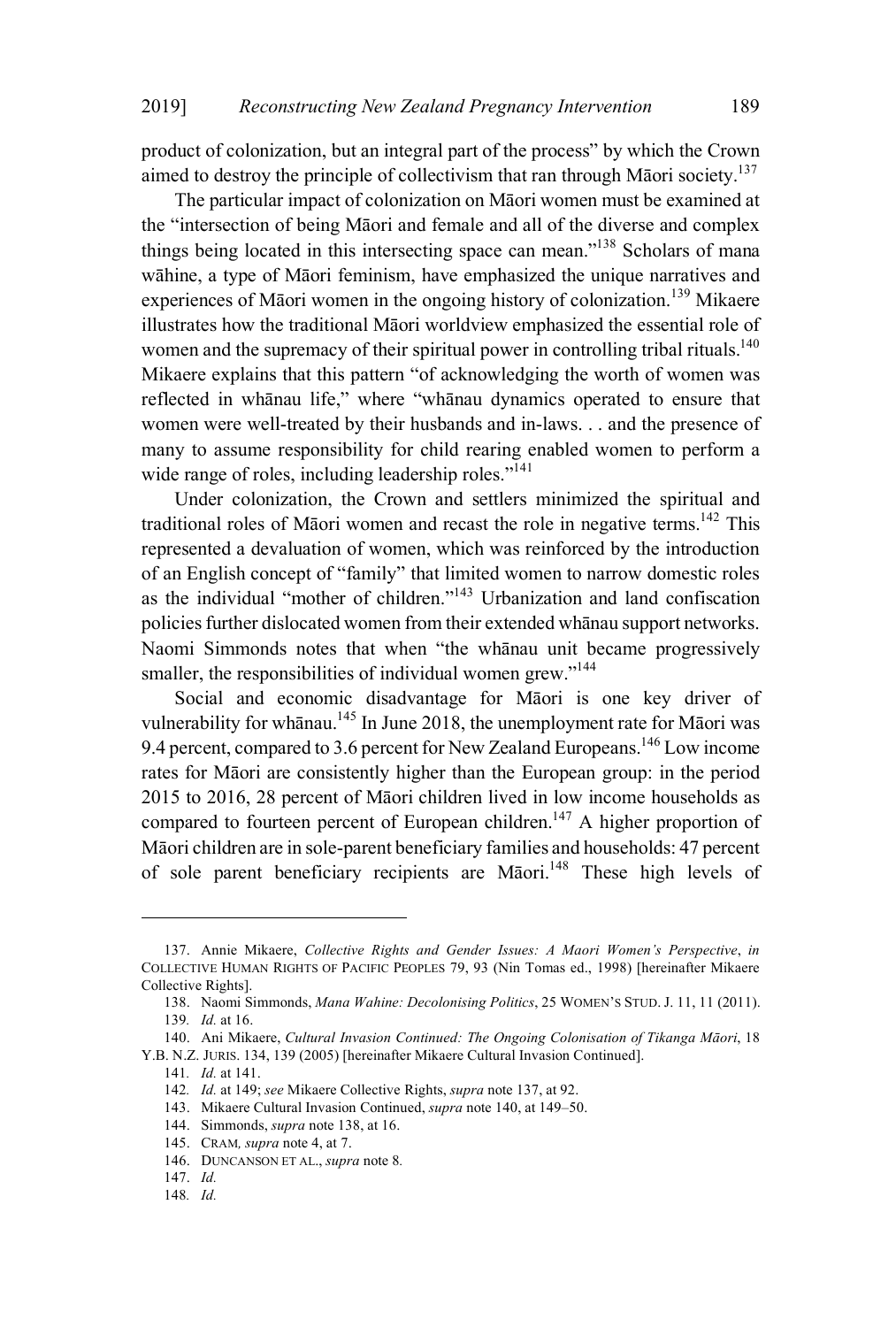product of colonization, but an integral part of the process" by which the Crown aimed to destroy the principle of collectivism that ran through Māori society.[137]

The particular impact of colonization on Māori women must be examined at the "intersection of being Māori and female and all of the diverse and complex things being located in this intersecting space can mean."[138] Scholars of mana wāhine, a type of Māori feminism, have emphasized the unique narratives and experiences of Māori women in the ongoing history of colonization.[139] Mikaere illustrates how the traditional Māori worldview emphasized the essential role of women and the supremacy of their spiritual power in controlling tribal rituals.[140] Mikaere explains that this pattern "of acknowledging the worth of women was reflected in whānau life," where "whānau dynamics operated to ensure that women were well-treated by their husbands and in-laws. . . and the presence of many to assume responsibility for child rearing enabled women to perform a wide range of roles, including leadership roles."[141]

Under colonization, the Crown and settlers minimized the spiritual and traditional roles of Māori women and recast the role in negative terms.[142] This represented a devaluation of women, which was reinforced by the introduction of an English concept of "family" that limited women to narrow domestic roles as the individual "mother of children."[143] Urbanization and land confiscation policies further dislocated women from their extended whānau support networks. Naomi Simmonds notes that when "the whānau unit became progressively smaller, the responsibilities of individual women grew."[144]

Social and economic disadvantage for Māori is one key driver of vulnerability for whānau.[145] In June 2018, the unemployment rate for Māori was 9.4 percent, compared to 3.6 percent for New Zealand Europeans.[146] Low income rates for Māori are consistently higher than the European group: in the period 2015 to 2016, 28 percent of Māori children lived in low income households as compared to fourteen percent of European children.[147] A higher proportion of Māori children are in sole-parent beneficiary families and households: 47 percent of sole parent beneficiary recipients are Māori.[148] These high levels of

---

137. Annie Mikaere, *Collective Rights and Gender Issues: A Maori Women's Perspective*, *in* COLLECTIVE HUMAN RIGHTS OF PACIFIC PEOPLES 79, 93 (Nin Tomas ed., 1998) [hereinafter Mikaere Collective Rights].

138. Naomi Simmonds, *Mana Wahine: Decolonising Politics*, 25 WOMEN'S STUD. J. 11, 11 (2011).

139. *Id.* at 16.

140. Ani Mikaere, *Cultural Invasion Continued: The Ongoing Colonisation of Tikanga Māori*, 18 Y.B. N.Z. JURIS. 134, 139 (2005) [hereinafter Mikaere Cultural Invasion Continued].

141. *Id.* at 141.

142. *Id.* at 149; *see* Mikaere Collective Rights, *supra* note 137, at 92.

143. Mikaere Cultural Invasion Continued, *supra* note 140, at 149–50.

144. Simmonds, *supra* note 138, at 16.

145. CRAM, *supra* note 4, at 7.

146. DUNCANSON ET AL., *supra* note 8.

147. *Id.*

148. *Id.*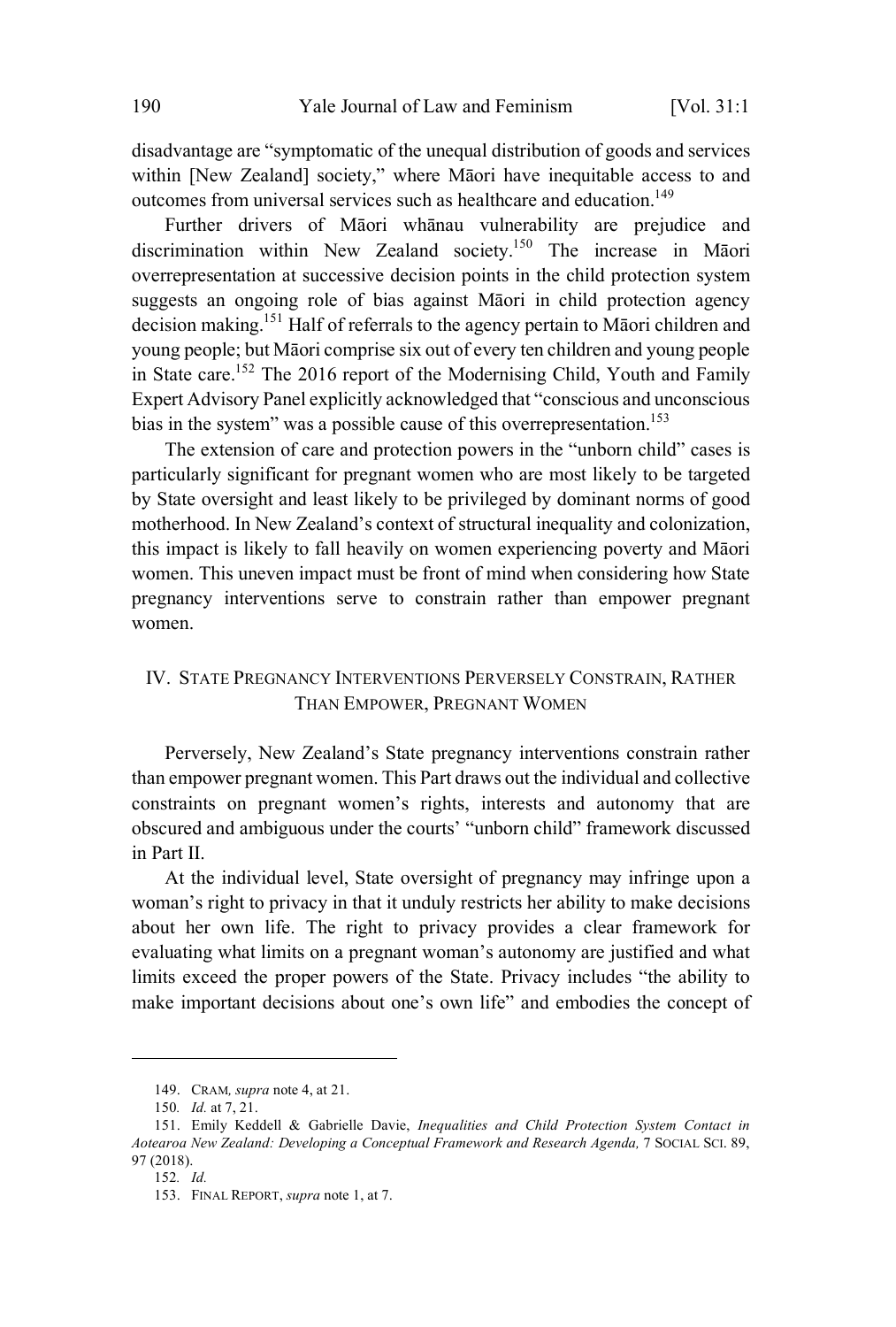disadvantage are "symptomatic of the unequal distribution of goods and services within [New Zealand] society," where Māori have inequitable access to and outcomes from universal services such as healthcare and education.[149]

Further drivers of Māori whānau vulnerability are prejudice and discrimination within New Zealand society.[150] The increase in Māori overrepresentation at successive decision points in the child protection system suggests an ongoing role of bias against Māori in child protection agency decision making.[151] Half of referrals to the agency pertain to Māori children and young people; but Māori comprise six out of every ten children and young people in State care.[152] The 2016 report of the Modernising Child, Youth and Family Expert Advisory Panel explicitly acknowledged that "conscious and unconscious bias in the system" was a possible cause of this overrepresentation.[153]

The extension of care and protection powers in the "unborn child" cases is particularly significant for pregnant women who are most likely to be targeted by State oversight and least likely to be privileged by dominant norms of good motherhood. In New Zealand's context of structural inequality and colonization, this impact is likely to fall heavily on women experiencing poverty and Māori women. This uneven impact must be front of mind when considering how State pregnancy interventions serve to constrain rather than empower pregnant women.

## IV. STATE PREGNANCY INTERVENTIONS PERVERSELY CONSTRAIN, RATHER THAN EMPOWER, PREGNANT WOMEN

Perversely, New Zealand's State pregnancy interventions constrain rather than empower pregnant women. This Part draws out the individual and collective constraints on pregnant women's rights, interests and autonomy that are obscured and ambiguous under the courts' "unborn child" framework discussed in Part II.

At the individual level, State oversight of pregnancy may infringe upon a woman's right to privacy in that it unduly restricts her ability to make decisions about her own life. The right to privacy provides a clear framework for evaluating what limits on a pregnant woman's autonomy are justified and what limits exceed the proper powers of the State. Privacy includes "the ability to make important decisions about one's own life" and embodies the concept of

---

149. CRAM, *supra* note 4, at 21.

150. *Id.* at 7, 21.

151. Emily Keddell & Gabrielle Davie, *Inequalities and Child Protection System Contact in Aotearoa New Zealand: Developing a Conceptual Framework and Research Agenda,* 7 SOCIAL SCI. 89, 97 (2018).

152. *Id.*

153. FINAL REPORT, *supra* note 1, at 7.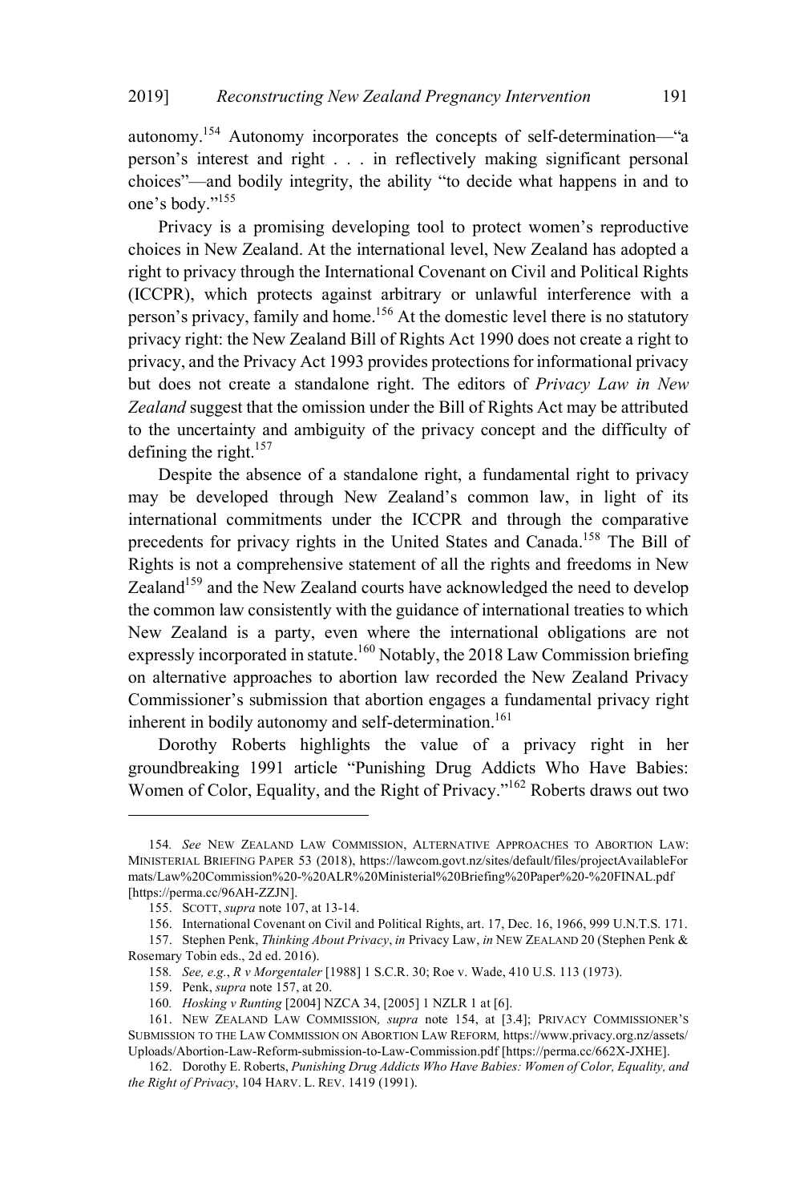autonomy.[154] Autonomy incorporates the concepts of self-determination—"a person's interest and right . . . in reflectively making significant personal choices"—and bodily integrity, the ability "to decide what happens in and to one's body."[155]

Privacy is a promising developing tool to protect women's reproductive choices in New Zealand. At the international level, New Zealand has adopted a right to privacy through the International Covenant on Civil and Political Rights (ICCPR), which protects against arbitrary or unlawful interference with a person's privacy, family and home.[156] At the domestic level there is no statutory privacy right: the New Zealand Bill of Rights Act 1990 does not create a right to privacy, and the Privacy Act 1993 provides protections for informational privacy but does not create a standalone right. The editors of *Privacy Law in New Zealand* suggest that the omission under the Bill of Rights Act may be attributed to the uncertainty and ambiguity of the privacy concept and the difficulty of defining the right.[157]

Despite the absence of a standalone right, a fundamental right to privacy may be developed through New Zealand's common law, in light of its international commitments under the ICCPR and through the comparative precedents for privacy rights in the United States and Canada.[158] The Bill of Rights is not a comprehensive statement of all the rights and freedoms in New Zealand[159] and the New Zealand courts have acknowledged the need to develop the common law consistently with the guidance of international treaties to which New Zealand is a party, even where the international obligations are not expressly incorporated in statute.[160] Notably, the 2018 Law Commission briefing on alternative approaches to abortion law recorded the New Zealand Privacy Commissioner's submission that abortion engages a fundamental privacy right inherent in bodily autonomy and self-determination.[161]

Dorothy Roberts highlights the value of a privacy right in her groundbreaking 1991 article "Punishing Drug Addicts Who Have Babies: Women of Color, Equality, and the Right of Privacy."[162] Roberts draws out two

---

154. *See* NEW ZEALAND LAW COMMISSION, ALTERNATIVE APPROACHES TO ABORTION LAW: MINISTERIAL BRIEFING PAPER 53 (2018), https://lawcom.govt.nz/sites/default/files/projectAvailableFormats/Law%20Commission%20-%20ALR%20Ministerial%20Briefing%20Paper%20-%20FINAL.pdf [https://perma.cc/96AH-ZZJN].

155. SCOTT, *supra* note 107, at 13-14.

156. International Covenant on Civil and Political Rights, art. 17, Dec. 16, 1966, 999 U.N.T.S. 171.

157. Stephen Penk, *Thinking About Privacy*, *in* Privacy Law, *in* NEW ZEALAND 20 (Stephen Penk & Rosemary Tobin eds., 2d ed. 2016).

158. *See, e.g.*, *R v Morgentaler* [1988] 1 S.C.R. 30; Roe v. Wade, 410 U.S. 113 (1973).

159. Penk, *supra* note 157, at 20.

160. *Hosking v Runting* [2004] NZCA 34, [2005] 1 NZLR 1 at [6].

161. NEW ZEALAND LAW COMMISSION, *supra* note 154, at [3.4]; PRIVACY COMMISSIONER'S SUBMISSION TO THE LAW COMMISSION ON ABORTION LAW REFORM, https://www.privacy.org.nz/assets/Uploads/Abortion-Law-Reform-submission-to-Law-Commission.pdf [https://perma.cc/662X-JXHE].

162. Dorothy E. Roberts, *Punishing Drug Addicts Who Have Babies: Women of Color, Equality, and the Right of Privacy*, 104 HARV. L. REV. 1419 (1991).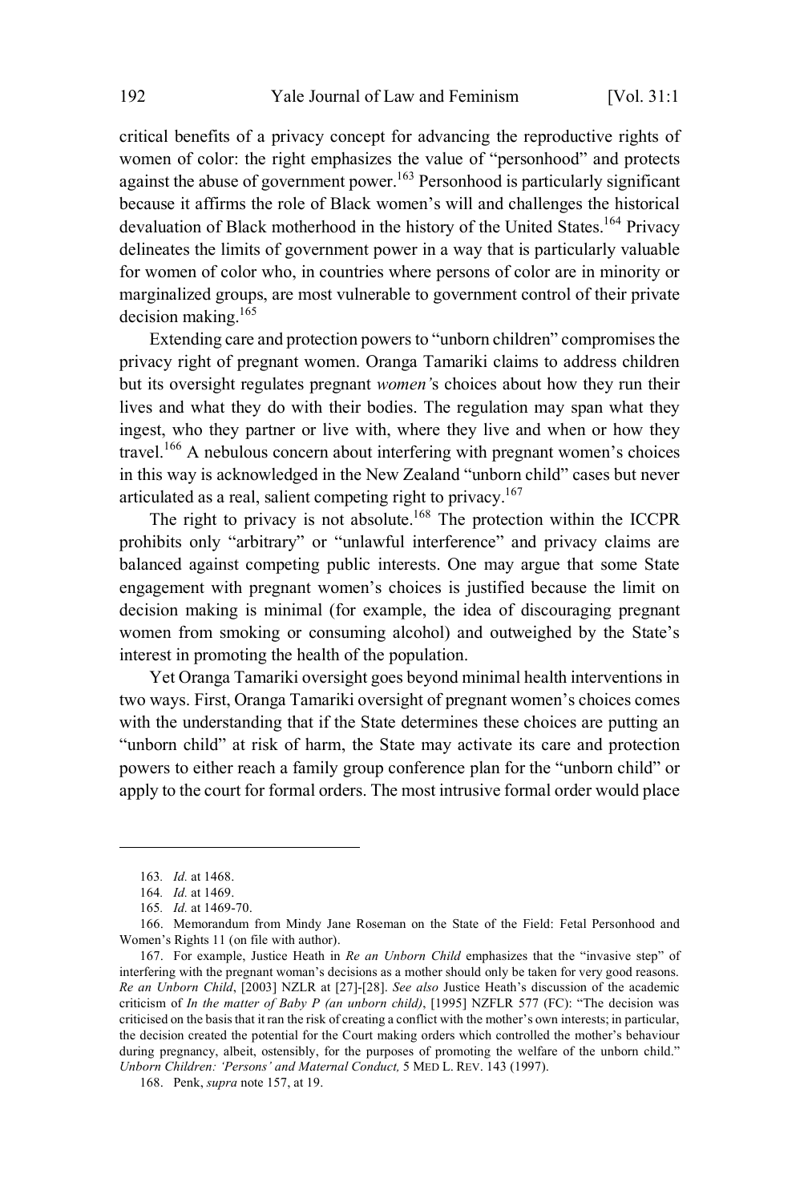critical benefits of a privacy concept for advancing the reproductive rights of women of color: the right emphasizes the value of "personhood" and protects against the abuse of government power.[163] Personhood is particularly significant because it affirms the role of Black women's will and challenges the historical devaluation of Black motherhood in the history of the United States.[164] Privacy delineates the limits of government power in a way that is particularly valuable for women of color who, in countries where persons of color are in minority or marginalized groups, are most vulnerable to government control of their private decision making.[165]

Extending care and protection powers to "unborn children" compromises the privacy right of pregnant women. Oranga Tamariki claims to address children but its oversight regulates pregnant *women's* choices about how they run their lives and what they do with their bodies. The regulation may span what they ingest, who they partner or live with, where they live and when or how they travel.[166] A nebulous concern about interfering with pregnant women's choices in this way is acknowledged in the New Zealand "unborn child" cases but never articulated as a real, salient competing right to privacy.[167]

The right to privacy is not absolute.[168] The protection within the ICCPR prohibits only "arbitrary" or "unlawful interference" and privacy claims are balanced against competing public interests. One may argue that some State engagement with pregnant women's choices is justified because the limit on decision making is minimal (for example, the idea of discouraging pregnant women from smoking or consuming alcohol) and outweighed by the State's interest in promoting the health of the population.

Yet Oranga Tamariki oversight goes beyond minimal health interventions in two ways. First, Oranga Tamariki oversight of pregnant women's choices comes with the understanding that if the State determines these choices are putting an "unborn child" at risk of harm, the State may activate its care and protection powers to either reach a family group conference plan for the "unborn child" or apply to the court for formal orders. The most intrusive formal order would place

---

163. *Id.* at 1468.

164. *Id.* at 1469.

165. *Id.* at 1469-70.

166. Memorandum from Mindy Jane Roseman on the State of the Field: Fetal Personhood and Women's Rights 11 (on file with author).

167. For example, Justice Heath in *Re an Unborn Child* emphasizes that the "invasive step" of interfering with the pregnant woman's decisions as a mother should only be taken for very good reasons. *Re an Unborn Child*, [2003] NZLR at [27]-[28]. *See also* Justice Heath's discussion of the academic criticism of *In the matter of Baby P (an unborn child)*, [1995] NZFLR 577 (FC): "The decision was criticised on the basis that it ran the risk of creating a conflict with the mother's own interests; in particular, the decision created the potential for the Court making orders which controlled the mother's behaviour during pregnancy, albeit, ostensibly, for the purposes of promoting the welfare of the unborn child." *Unborn Children: 'Persons' and Maternal Conduct,* 5 MED L. REV. 143 (1997).

168. Penk, *supra* note 157, at 19.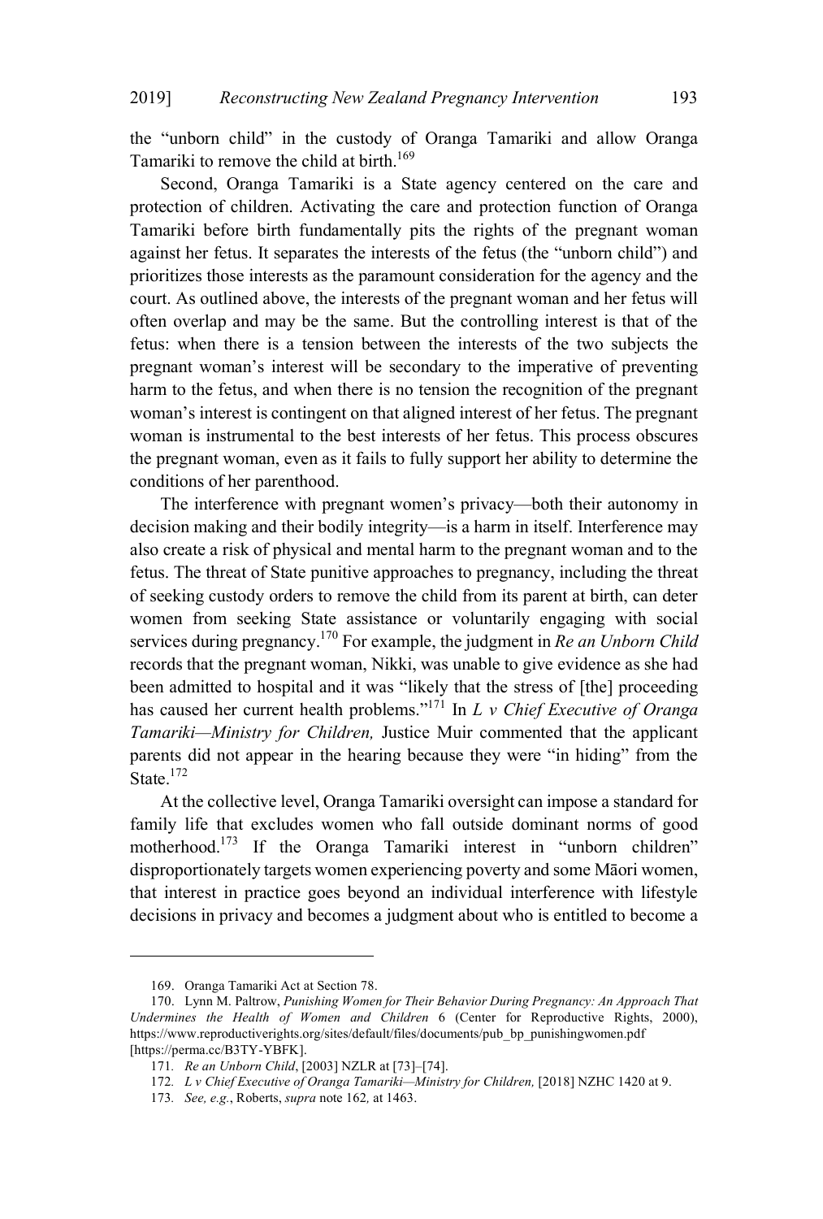the "unborn child" in the custody of Oranga Tamariki and allow Oranga Tamariki to remove the child at birth.[169]

Second, Oranga Tamariki is a State agency centered on the care and protection of children. Activating the care and protection function of Oranga Tamariki before birth fundamentally pits the rights of the pregnant woman against her fetus. It separates the interests of the fetus (the "unborn child") and prioritizes those interests as the paramount consideration for the agency and the court. As outlined above, the interests of the pregnant woman and her fetus will often overlap and may be the same. But the controlling interest is that of the fetus: when there is a tension between the interests of the two subjects the pregnant woman's interest will be secondary to the imperative of preventing harm to the fetus, and when there is no tension the recognition of the pregnant woman's interest is contingent on that aligned interest of her fetus. The pregnant woman is instrumental to the best interests of her fetus. This process obscures the pregnant woman, even as it fails to fully support her ability to determine the conditions of her parenthood.

The interference with pregnant women's privacy—both their autonomy in decision making and their bodily integrity—is a harm in itself. Interference may also create a risk of physical and mental harm to the pregnant woman and to the fetus. The threat of State punitive approaches to pregnancy, including the threat of seeking custody orders to remove the child from its parent at birth, can deter women from seeking State assistance or voluntarily engaging with social services during pregnancy.[170] For example, the judgment in *Re an Unborn Child* records that the pregnant woman, Nikki, was unable to give evidence as she had been admitted to hospital and it was "likely that the stress of [the] proceeding has caused her current health problems."[171] In *L v Chief Executive of Oranga Tamariki—Ministry for Children,* Justice Muir commented that the applicant parents did not appear in the hearing because they were "in hiding" from the State.[172]

At the collective level, Oranga Tamariki oversight can impose a standard for family life that excludes women who fall outside dominant norms of good motherhood.[173] If the Oranga Tamariki interest in "unborn children" disproportionately targets women experiencing poverty and some Māori women, that interest in practice goes beyond an individual interference with lifestyle decisions in privacy and becomes a judgment about who is entitled to become a

---

169. Oranga Tamariki Act at Section 78.

170. Lynn M. Paltrow, *Punishing Women for Their Behavior During Pregnancy: An Approach That Undermines the Health of Women and Children* 6 (Center for Reproductive Rights, 2000), https://www.reproductiverights.org/sites/default/files/documents/pub_bp_punishingwomen.pdf [https://perma.cc/B3TY-YBFK].

171. *Re an Unborn Child*, [2003] NZLR at [73]–[74].

172. *L v Chief Executive of Oranga Tamariki—Ministry for Children,* [2018] NZHC 1420 at 9.

173. *See, e.g.*, Roberts, *supra* note 162*,* at 1463.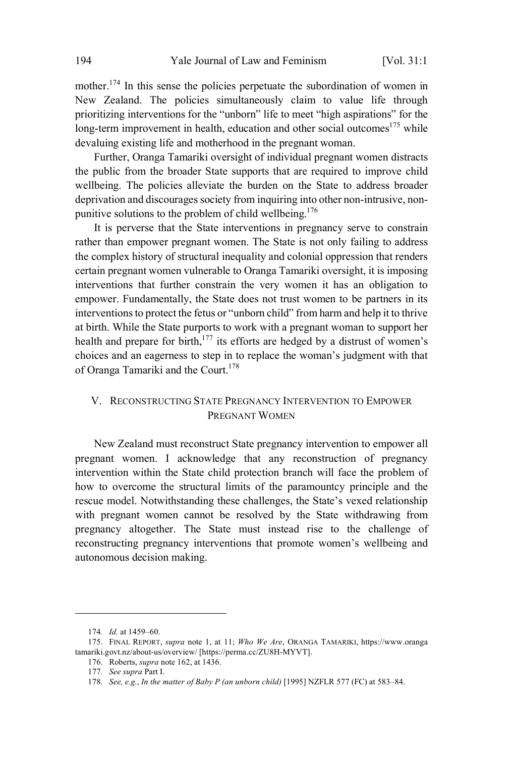mother.[174] In this sense the policies perpetuate the subordination of women in New Zealand. The policies simultaneously claim to value life through prioritizing interventions for the "unborn" life to meet "high aspirations" for the long-term improvement in health, education and other social outcomes[175] while devaluing existing life and motherhood in the pregnant woman.

Further, Oranga Tamariki oversight of individual pregnant women distracts the public from the broader State supports that are required to improve child wellbeing. The policies alleviate the burden on the State to address broader deprivation and discourages society from inquiring into other non-intrusive, non-punitive solutions to the problem of child wellbeing.[176]

It is perverse that the State interventions in pregnancy serve to constrain rather than empower pregnant women. The State is not only failing to address the complex history of structural inequality and colonial oppression that renders certain pregnant women vulnerable to Oranga Tamariki oversight, it is imposing interventions that further constrain the very women it has an obligation to empower. Fundamentally, the State does not trust women to be partners in its interventions to protect the fetus or "unborn child" from harm and help it to thrive at birth. While the State purports to work with a pregnant woman to support her health and prepare for birth,[177] its efforts are hedged by a distrust of women's choices and an eagerness to step in to replace the woman's judgment with that of Oranga Tamariki and the Court.[178]

## V. Reconstructing State Pregnancy Intervention to Empower Pregnant Women

New Zealand must reconstruct State pregnancy intervention to empower all pregnant women. I acknowledge that any reconstruction of pregnancy intervention within the State child protection branch will face the problem of how to overcome the structural limits of the paramountcy principle and the rescue model. Notwithstanding these challenges, the State's vexed relationship with pregnant women cannot be resolved by the State withdrawing from pregnancy altogether. The State must instead rise to the challenge of reconstructing pregnancy interventions that promote women's wellbeing and autonomous decision making.

---

174. *Id.* at 1459–60.

175. Final Report, *supra* note 1, at 11; *Who We Are*, Oranga Tamariki, https://www.orangatamariki.govt.nz/about-us/overview/ [https://perma.cc/ZU8H-MYVT].

176. Roberts, *supra* note 162, at 1436.

177. *See supra* Part I.

178. *See, e.g.*, *In the matter of Baby P (an unborn child)* [1995] NZFLR 577 (FC) at 583–84.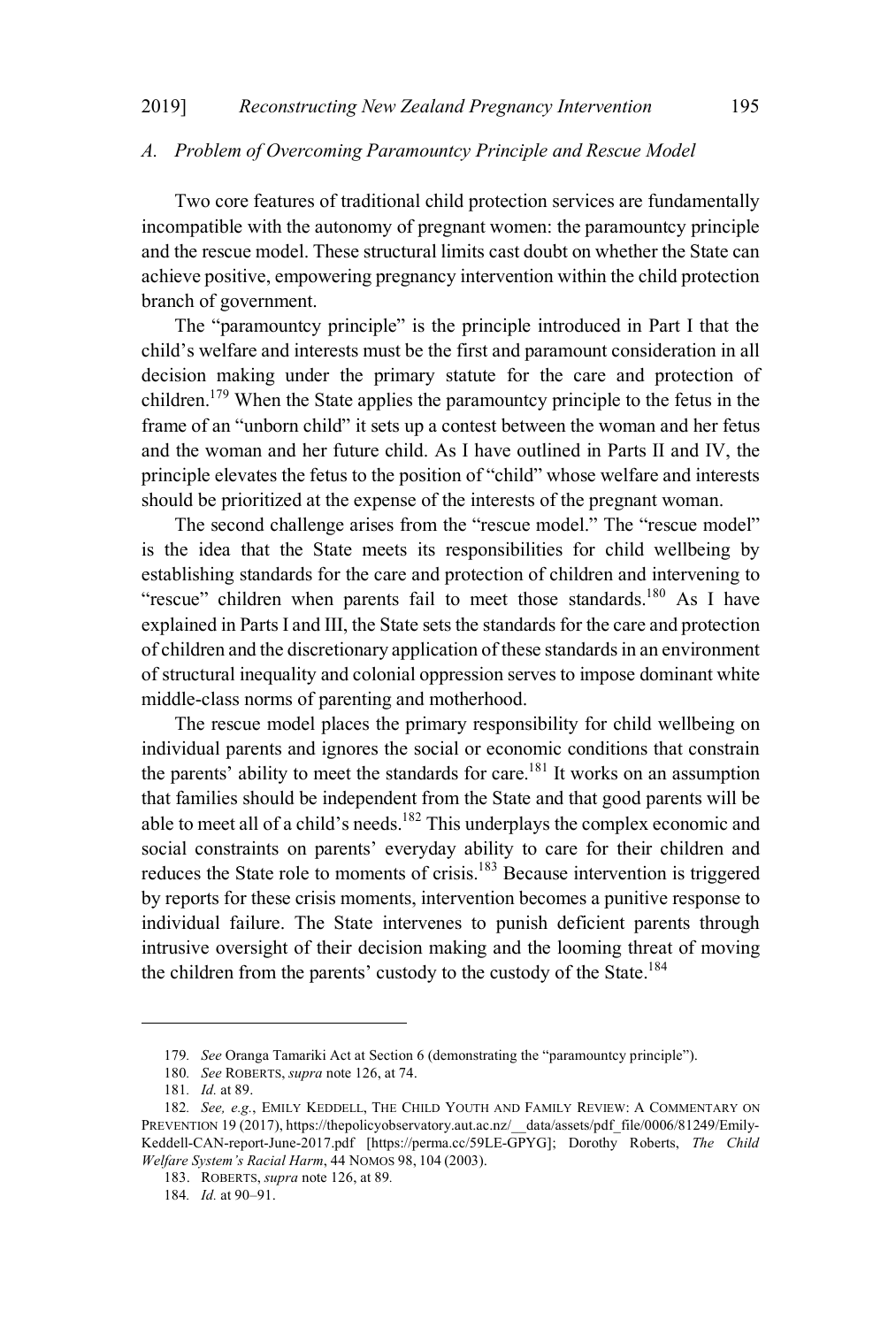### A. Problem of Overcoming Paramountcy Principle and Rescue Model

Two core features of traditional child protection services are fundamentally incompatible with the autonomy of pregnant women: the paramountcy principle and the rescue model. These structural limits cast doubt on whether the State can achieve positive, empowering pregnancy intervention within the child protection branch of government.

The "paramountcy principle" is the principle introduced in Part I that the child's welfare and interests must be the first and paramount consideration in all decision making under the primary statute for the care and protection of children.[179] When the State applies the paramountcy principle to the fetus in the frame of an "unborn child" it sets up a contest between the woman and her fetus and the woman and her future child. As I have outlined in Parts II and IV, the principle elevates the fetus to the position of "child" whose welfare and interests should be prioritized at the expense of the interests of the pregnant woman.

The second challenge arises from the "rescue model." The "rescue model" is the idea that the State meets its responsibilities for child wellbeing by establishing standards for the care and protection of children and intervening to "rescue" children when parents fail to meet those standards.[180] As I have explained in Parts I and III, the State sets the standards for the care and protection of children and the discretionary application of these standards in an environment of structural inequality and colonial oppression serves to impose dominant white middle-class norms of parenting and motherhood.

The rescue model places the primary responsibility for child wellbeing on individual parents and ignores the social or economic conditions that constrain the parents' ability to meet the standards for care.[181] It works on an assumption that families should be independent from the State and that good parents will be able to meet all of a child's needs.[182] This underplays the complex economic and social constraints on parents' everyday ability to care for their children and reduces the State role to moments of crisis.[183] Because intervention is triggered by reports for these crisis moments, intervention becomes a punitive response to individual failure. The State intervenes to punish deficient parents through intrusive oversight of their decision making and the looming threat of moving the children from the parents' custody to the custody of the State.[184]

---

179. *See* Oranga Tamariki Act at Section 6 (demonstrating the "paramountcy principle").

180. *See* ROBERTS, *supra* note 126, at 74.

181. *Id.* at 89.

182. *See, e.g.*, EMILY KEDDELL, THE CHILD YOUTH AND FAMILY REVIEW: A COMMENTARY ON PREVENTION 19 (2017), https://thepolicyobservatory.aut.ac.nz/__data/assets/pdf_file/0006/81249/Emily-Keddell-CAN-report-June-2017.pdf [https://perma.cc/59LE-GPYG]; Dorothy Roberts, *The Child Welfare System's Racial Harm*, 44 NOMOS 98, 104 (2003).

183. ROBERTS, *supra* note 126, at 89.

184. *Id.* at 90–91.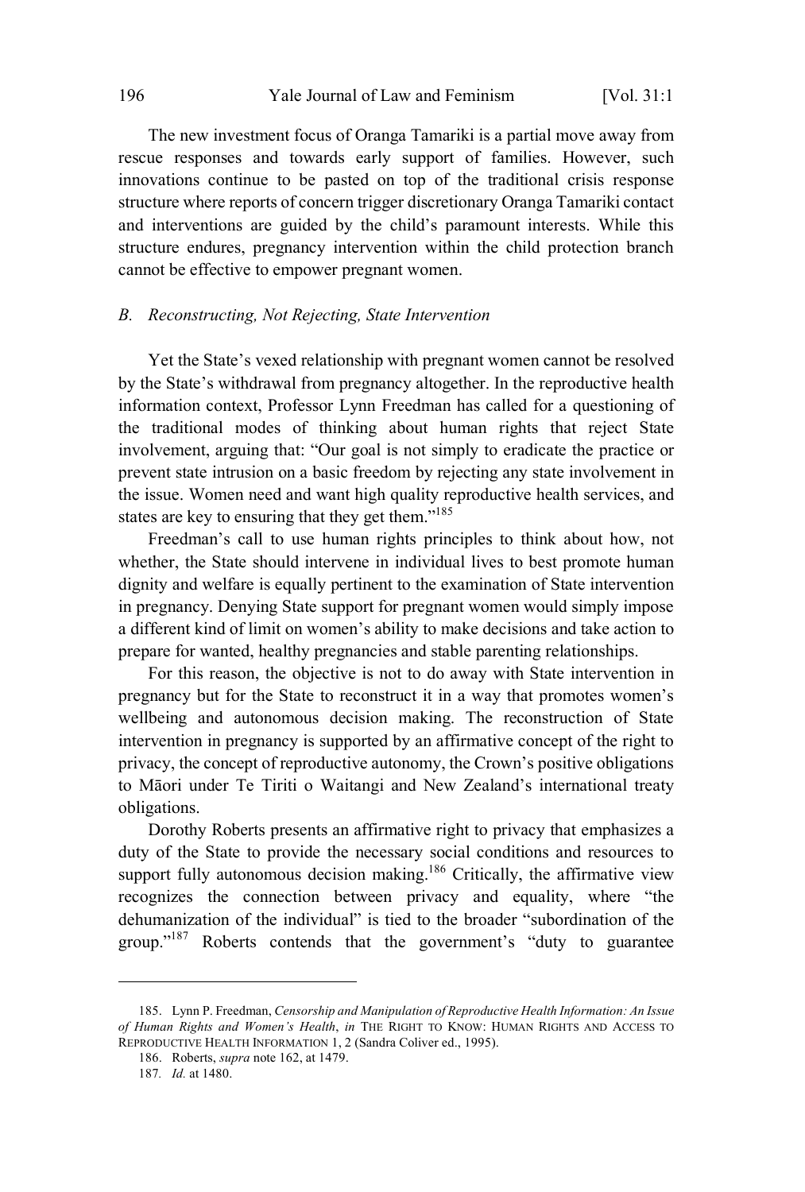The new investment focus of Oranga Tamariki is a partial move away from rescue responses and towards early support of families. However, such innovations continue to be pasted on top of the traditional crisis response structure where reports of concern trigger discretionary Oranga Tamariki contact and interventions are guided by the child's paramount interests. While this structure endures, pregnancy intervention within the child protection branch cannot be effective to empower pregnant women.

### *B. Reconstructing, Not Rejecting, State Intervention*

Yet the State's vexed relationship with pregnant women cannot be resolved by the State's withdrawal from pregnancy altogether. In the reproductive health information context, Professor Lynn Freedman has called for a questioning of the traditional modes of thinking about human rights that reject State involvement, arguing that: "Our goal is not simply to eradicate the practice or prevent state intrusion on a basic freedom by rejecting any state involvement in the issue. Women need and want high quality reproductive health services, and states are key to ensuring that they get them."[185]

Freedman's call to use human rights principles to think about how, not whether, the State should intervene in individual lives to best promote human dignity and welfare is equally pertinent to the examination of State intervention in pregnancy. Denying State support for pregnant women would simply impose a different kind of limit on women's ability to make decisions and take action to prepare for wanted, healthy pregnancies and stable parenting relationships.

For this reason, the objective is not to do away with State intervention in pregnancy but for the State to reconstruct it in a way that promotes women's wellbeing and autonomous decision making. The reconstruction of State intervention in pregnancy is supported by an affirmative concept of the right to privacy, the concept of reproductive autonomy, the Crown's positive obligations to Māori under Te Tiriti o Waitangi and New Zealand's international treaty obligations.

Dorothy Roberts presents an affirmative right to privacy that emphasizes a duty of the State to provide the necessary social conditions and resources to support fully autonomous decision making.[186] Critically, the affirmative view recognizes the connection between privacy and equality, where "the dehumanization of the individual" is tied to the broader "subordination of the group."[187] Roberts contends that the government's "duty to guarantee

---

185. Lynn P. Freedman, *Censorship and Manipulation of Reproductive Health Information: An Issue of Human Rights and Women's Health*, *in* THE RIGHT TO KNOW: HUMAN RIGHTS AND ACCESS TO REPRODUCTIVE HEALTH INFORMATION 1, 2 (Sandra Coliver ed., 1995).

186. Roberts, *supra* note 162, at 1479.

187. *Id.* at 1480.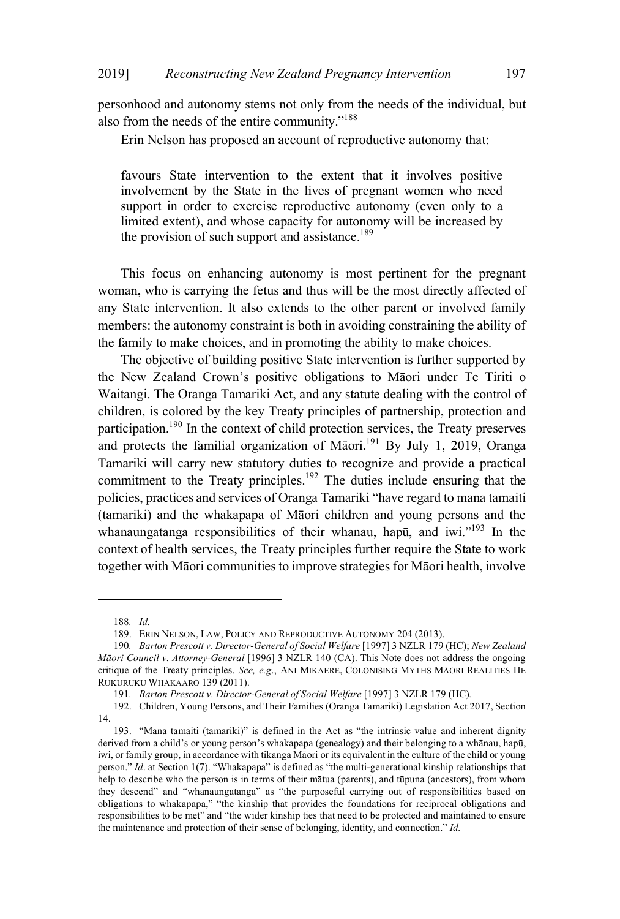personhood and autonomy stems not only from the needs of the individual, but also from the needs of the entire community."[188]

Erin Nelson has proposed an account of reproductive autonomy that:

> favours State intervention to the extent that it involves positive involvement by the State in the lives of pregnant women who need support in order to exercise reproductive autonomy (even only to a limited extent), and whose capacity for autonomy will be increased by the provision of such support and assistance.[189]

This focus on enhancing autonomy is most pertinent for the pregnant woman, who is carrying the fetus and thus will be the most directly affected of any State intervention. It also extends to the other parent or involved family members: the autonomy constraint is both in avoiding constraining the ability of the family to make choices, and in promoting the ability to make choices.

The objective of building positive State intervention is further supported by the New Zealand Crown's positive obligations to Māori under Te Tiriti o Waitangi. The Oranga Tamariki Act, and any statute dealing with the control of children, is colored by the key Treaty principles of partnership, protection and participation.[190] In the context of child protection services, the Treaty preserves and protects the familial organization of Māori.[191] By July 1, 2019, Oranga Tamariki will carry new statutory duties to recognize and provide a practical commitment to the Treaty principles.[192] The duties include ensuring that the policies, practices and services of Oranga Tamariki "have regard to mana tamaiti (tamariki) and the whakapapa of Māori children and young persons and the whanaungatanga responsibilities of their whanau, hapū, and iwi."[193] In the context of health services, the Treaty principles further require the State to work together with Māori communities to improve strategies for Māori health, involve

---

188. *Id.*

189. Erin Nelson, Law, Policy and Reproductive Autonomy 204 (2013).

190. *Barton Prescott v. Director-General of Social Welfare* [1997] 3 NZLR 179 (HC); *New Zealand Māori Council v. Attorney-General* [1996] 3 NZLR 140 (CA). This Note does not address the ongoing critique of the Treaty principles. *See, e.g.*, Ani Mikaere, Colonising Myths Māori Realities He Rukuruku Whakaaro 139 (2011).

191. *Barton Prescott v. Director-General of Social Welfare* [1997] 3 NZLR 179 (HC).

192. Children, Young Persons, and Their Families (Oranga Tamariki) Legislation Act 2017, Section 14.

193. "Mana tamaiti (tamariki)" is defined in the Act as "the intrinsic value and inherent dignity derived from a child's or young person's whakapapa (genealogy) and their belonging to a whānau, hapū, iwi, or family group, in accordance with tikanga Māori or its equivalent in the culture of the child or young person." *Id*. at Section 1(7). "Whakapapa" is defined as "the multi-generational kinship relationships that help to describe who the person is in terms of their mātua (parents), and tūpuna (ancestors), from whom they descend" and "whanaungatanga" as "the purposeful carrying out of responsibilities based on obligations to whakapapa," "the kinship that provides the foundations for reciprocal obligations and responsibilities to be met" and "the wider kinship ties that need to be protected and maintained to ensure the maintenance and protection of their sense of belonging, identity, and connection." *Id.*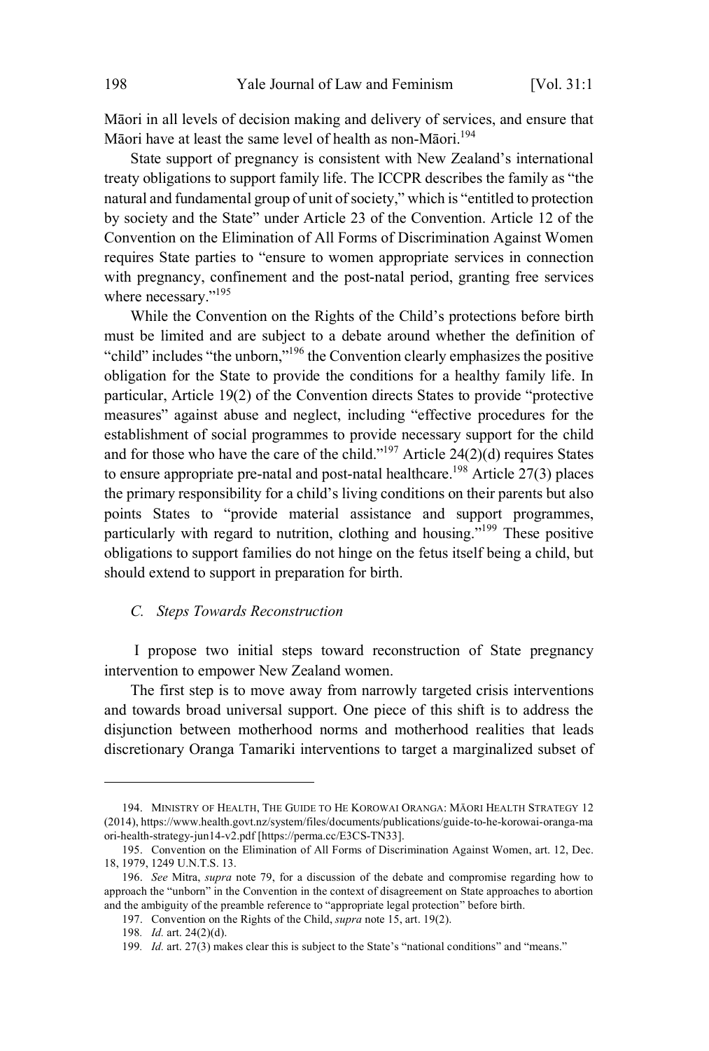Māori in all levels of decision making and delivery of services, and ensure that Māori have at least the same level of health as non-Māori.[194]

State support of pregnancy is consistent with New Zealand's international treaty obligations to support family life. The ICCPR describes the family as "the natural and fundamental group of unit of society," which is "entitled to protection by society and the State" under Article 23 of the Convention. Article 12 of the Convention on the Elimination of All Forms of Discrimination Against Women requires State parties to "ensure to women appropriate services in connection with pregnancy, confinement and the post-natal period, granting free services where necessary."[195]

While the Convention on the Rights of the Child's protections before birth must be limited and are subject to a debate around whether the definition of "child" includes "the unborn,"[196] the Convention clearly emphasizes the positive obligation for the State to provide the conditions for a healthy family life. In particular, Article 19(2) of the Convention directs States to provide "protective measures" against abuse and neglect, including "effective procedures for the establishment of social programmes to provide necessary support for the child and for those who have the care of the child."[197] Article 24(2)(d) requires States to ensure appropriate pre-natal and post-natal healthcare.[198] Article 27(3) places the primary responsibility for a child's living conditions on their parents but also points States to "provide material assistance and support programmes, particularly with regard to nutrition, clothing and housing."[199] These positive obligations to support families do not hinge on the fetus itself being a child, but should extend to support in preparation for birth.

### *C. Steps Towards Reconstruction*

I propose two initial steps toward reconstruction of State pregnancy intervention to empower New Zealand women.

The first step is to move away from narrowly targeted crisis interventions and towards broad universal support. One piece of this shift is to address the disjunction between motherhood norms and motherhood realities that leads discretionary Oranga Tamariki interventions to target a marginalized subset of

---

194. MINISTRY OF HEALTH, THE GUIDE TO HE KOROWAI ORANGA: MĀORI HEALTH STRATEGY 12 (2014), https://www.health.govt.nz/system/files/documents/publications/guide-to-he-korowai-oranga-maori-health-strategy-jun14-v2.pdf [https://perma.cc/E3CS-TN33].

195. Convention on the Elimination of All Forms of Discrimination Against Women, art. 12, Dec. 18, 1979, 1249 U.N.T.S. 13.

196. *See* Mitra, *supra* note 79, for a discussion of the debate and compromise regarding how to approach the "unborn" in the Convention in the context of disagreement on State approaches to abortion and the ambiguity of the preamble reference to "appropriate legal protection" before birth.

197. Convention on the Rights of the Child, *supra* note 15, art. 19(2).

198. *Id.* art. 24(2)(d).

199. *Id.* art. 27(3) makes clear this is subject to the State's "national conditions" and "means."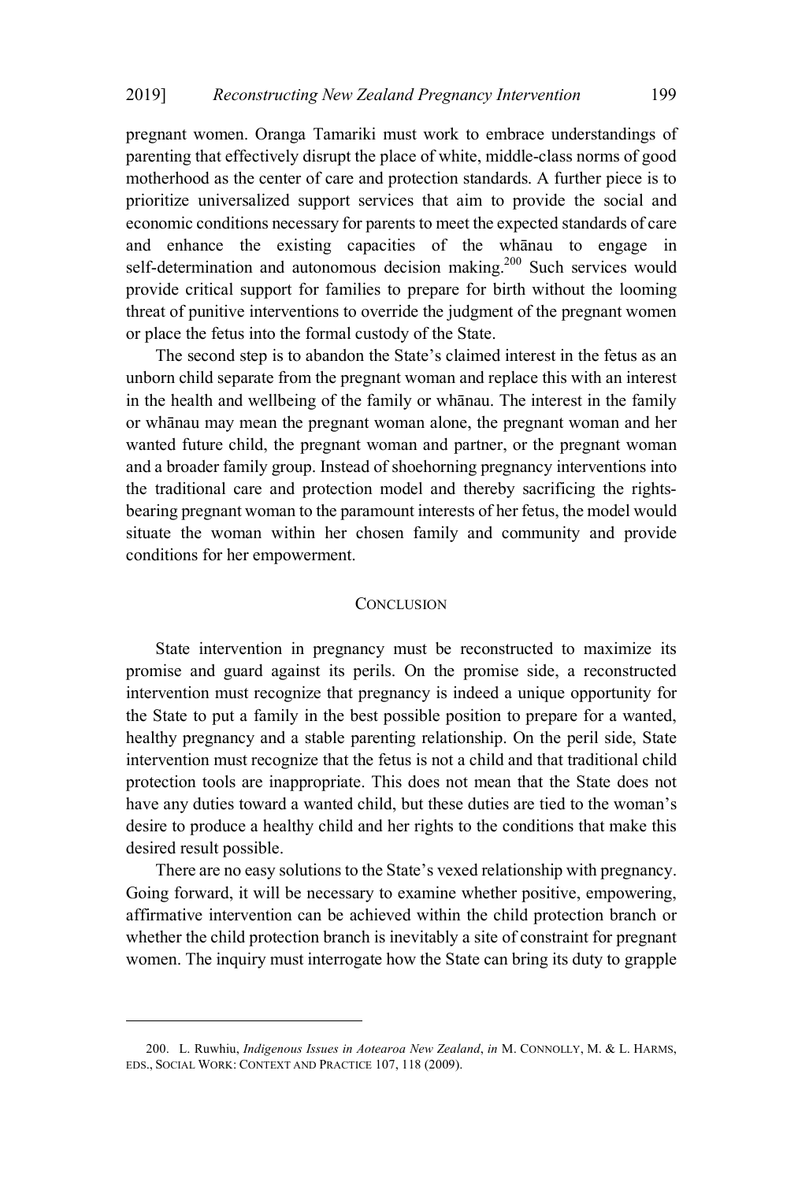pregnant women. Oranga Tamariki must work to embrace understandings of parenting that effectively disrupt the place of white, middle-class norms of good motherhood as the center of care and protection standards. A further piece is to prioritize universalized support services that aim to provide the social and economic conditions necessary for parents to meet the expected standards of care and enhance the existing capacities of the whānau to engage in self-determination and autonomous decision making.[200] Such services would provide critical support for families to prepare for birth without the looming threat of punitive interventions to override the judgment of the pregnant women or place the fetus into the formal custody of the State.

The second step is to abandon the State's claimed interest in the fetus as an unborn child separate from the pregnant woman and replace this with an interest in the health and wellbeing of the family or whānau. The interest in the family or whānau may mean the pregnant woman alone, the pregnant woman and her wanted future child, the pregnant woman and partner, or the pregnant woman and a broader family group. Instead of shoehorning pregnancy interventions into the traditional care and protection model and thereby sacrificing the rights-bearing pregnant woman to the paramount interests of her fetus, the model would situate the woman within her chosen family and community and provide conditions for her empowerment.

## CONCLUSION

State intervention in pregnancy must be reconstructed to maximize its promise and guard against its perils. On the promise side, a reconstructed intervention must recognize that pregnancy is indeed a unique opportunity for the State to put a family in the best possible position to prepare for a wanted, healthy pregnancy and a stable parenting relationship. On the peril side, State intervention must recognize that the fetus is not a child and that traditional child protection tools are inappropriate. This does not mean that the State does not have any duties toward a wanted child, but these duties are tied to the woman's desire to produce a healthy child and her rights to the conditions that make this desired result possible.

There are no easy solutions to the State's vexed relationship with pregnancy. Going forward, it will be necessary to examine whether positive, empowering, affirmative intervention can be achieved within the child protection branch or whether the child protection branch is inevitably a site of constraint for pregnant women. The inquiry must interrogate how the State can bring its duty to grapple

---

200. L. Ruwhiu, *Indigenous Issues in Aotearoa New Zealand*, *in* M. CONNOLLY, M. & L. HARMS, EDS., SOCIAL WORK: CONTEXT AND PRACTICE 107, 118 (2009).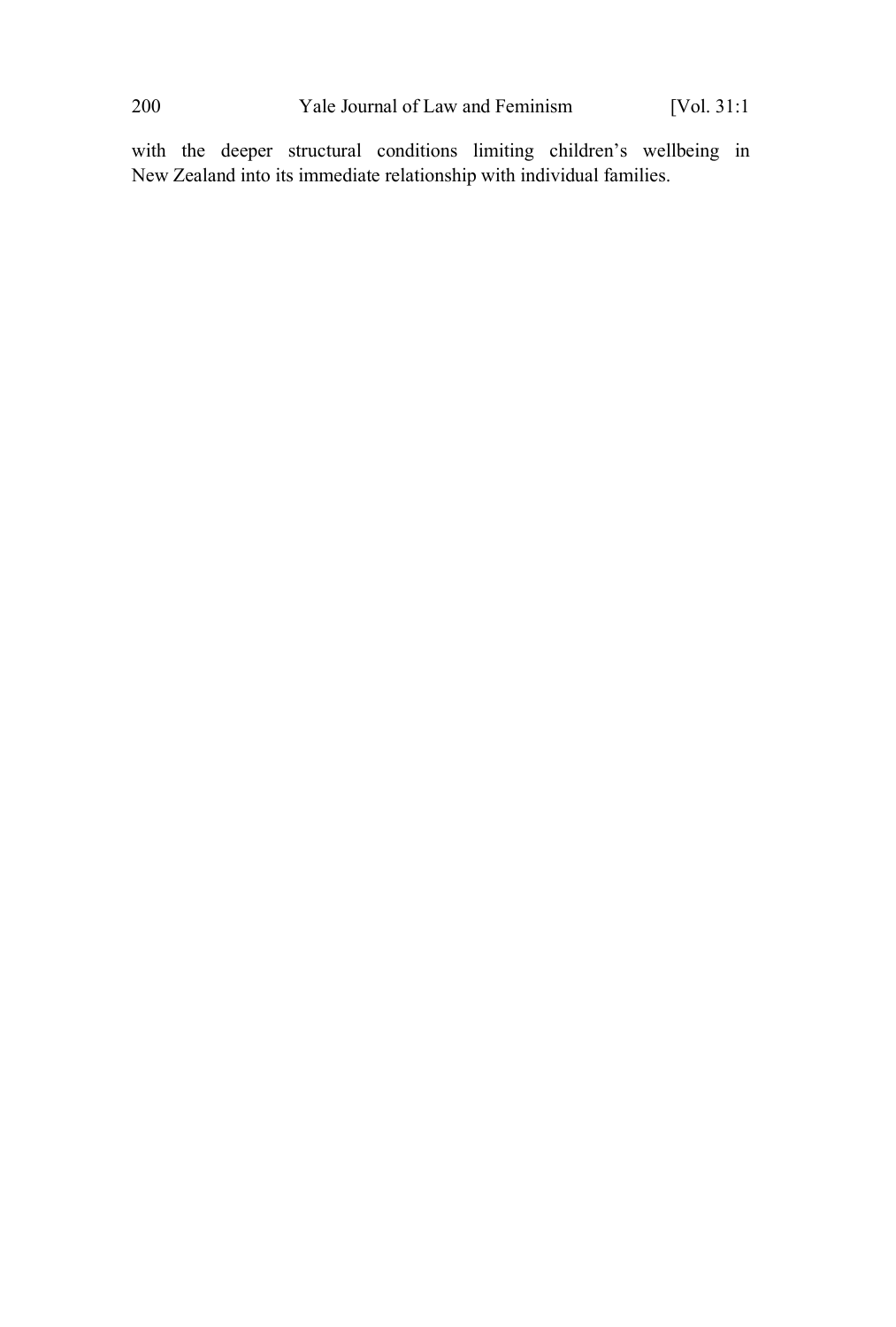with the deeper structural conditions limiting children's wellbeing in New Zealand into its immediate relationship with individual families.